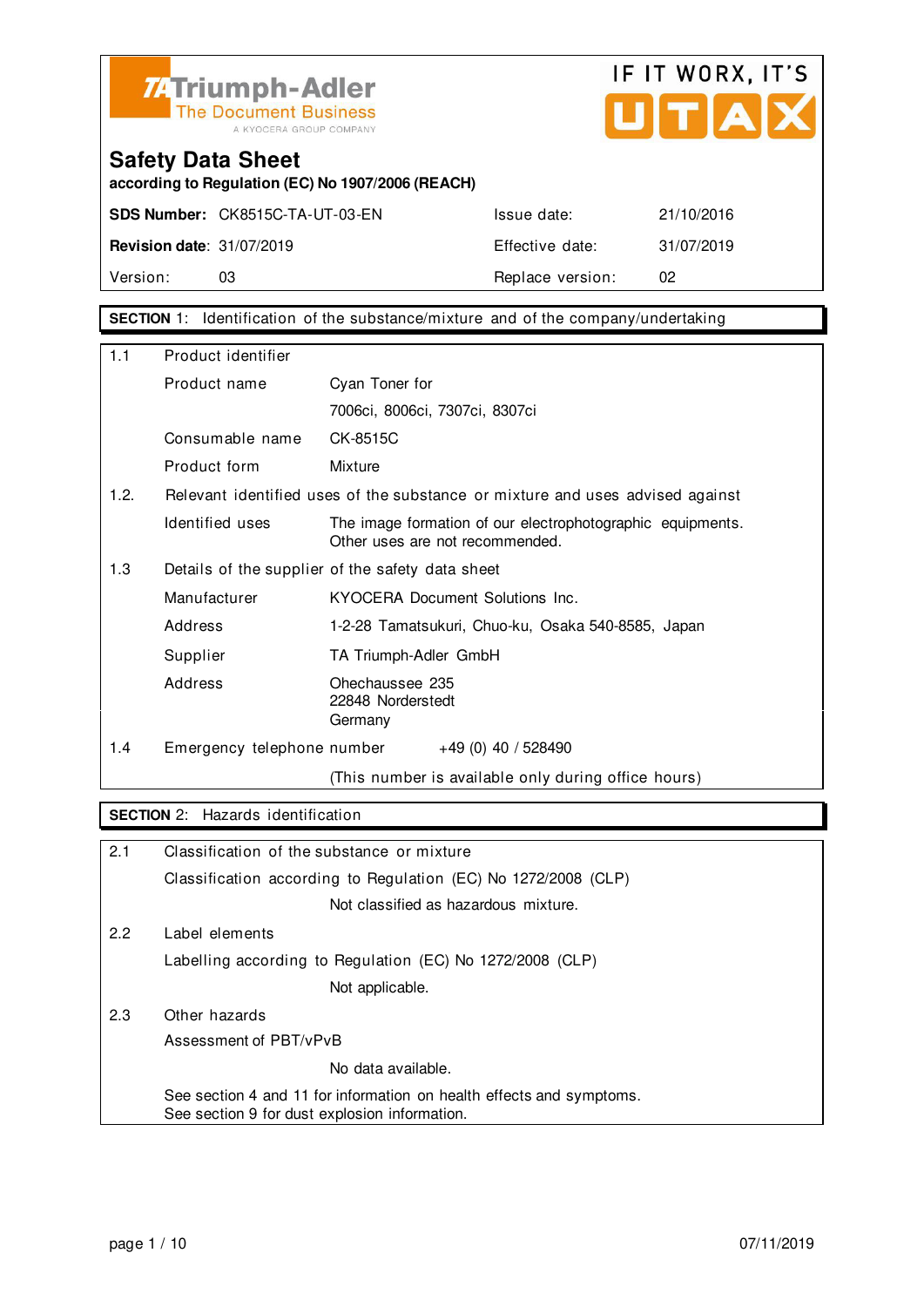Triumph-Adler
The Document Business
A KYOCERA GROUP COMPANY

IF IT WORX, IT'S UTAX

# Safety Data Sheet

**according to Regulation (EC) No 1907/2006 (REACH)**

| | | | |
|---|---|---|---|
| **SDS Number:** | CK8515C-TA-UT-03-EN | Issue date: | 21/10/2016 |
| **Revision date:** | 31/07/2019 | Effective date: | 31/07/2019 |
| Version: | 03 | Replace version: | 02 |

## SECTION 1: Identification of the substance/mixture and of the company/undertaking

**1.1 Product identifier**

| | |
|---|---|
| Product name | Cyan Toner for 7006ci, 8006ci, 7307ci, 8307ci |
| Consumable name | CK-8515C |
| Product form | Mixture |

**1.2. Relevant identified uses of the substance or mixture and uses advised against**

| | |
|---|---|
| Identified uses | The image formation of our electrophotographic equipments. Other uses are not recommended. |

**1.3 Details of the supplier of the safety data sheet**

| | |
|---|---|
| Manufacturer | KYOCERA Document Solutions Inc. |
| Address | 1-2-28 Tamatsukuri, Chuo-ku, Osaka 540-8585, Japan |
| Supplier | TA Triumph-Adler GmbH |
| Address | Ohechaussee 235<br>22848 Norderstedt<br>Germany |

**1.4 Emergency telephone number** +49 (0) 40 / 528490

(This number is available only during office hours)

## SECTION 2: Hazards identification

**2.1 Classification of the substance or mixture**

Classification according to Regulation (EC) No 1272/2008 (CLP)

Not classified as hazardous mixture.

**2.2 Label elements**

Labelling according to Regulation (EC) No 1272/2008 (CLP)

Not applicable.

**2.3 Other hazards**

Assessment of PBT/vPvB

No data available.

See section 4 and 11 for information on health effects and symptoms.
See section 9 for dust explosion information.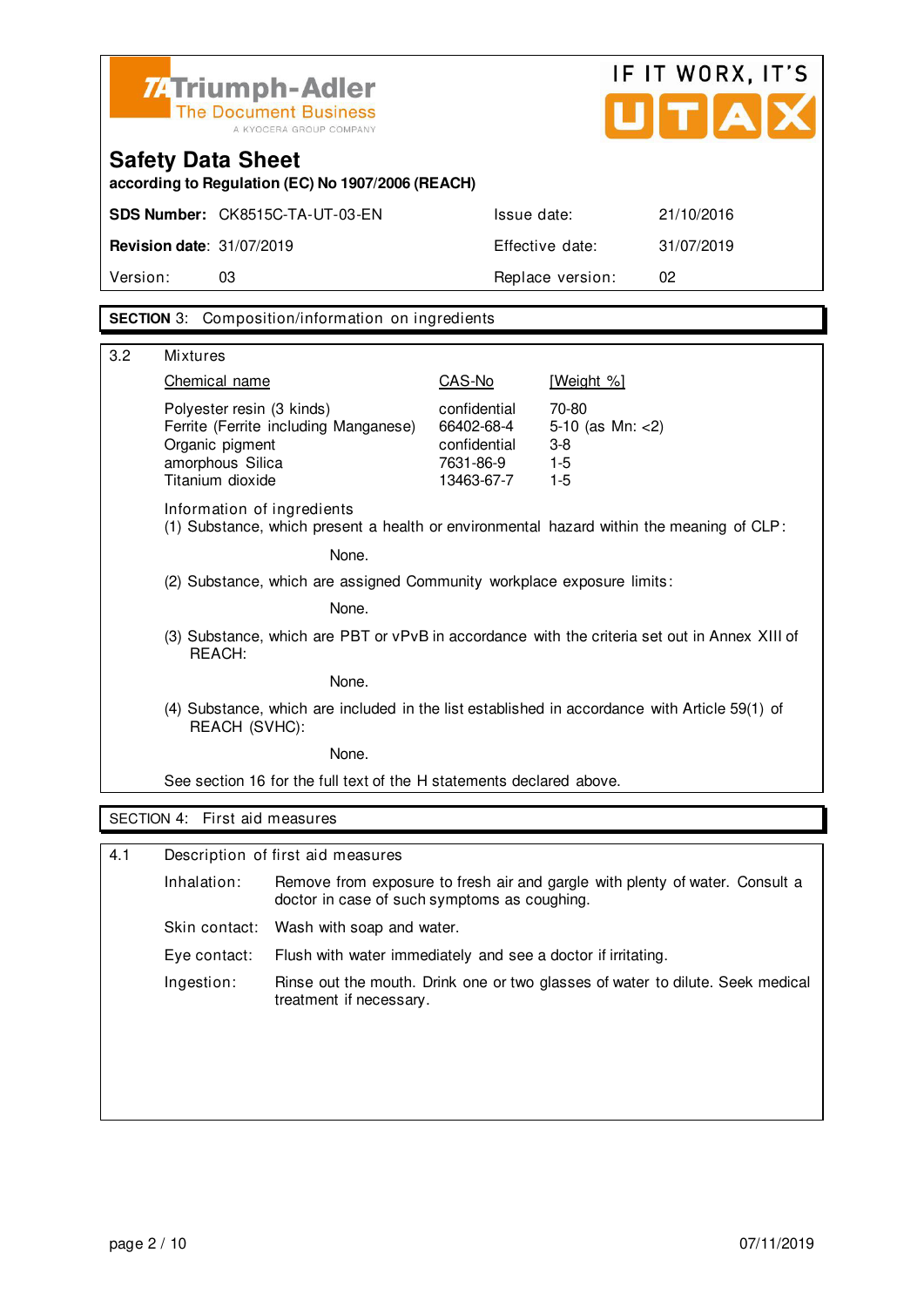# Safety Data Sheet

**according to Regulation (EC) No 1907/2006 (REACH)**

| **SDS Number:** CK8515C-TA-UT-03-EN | Issue date: | 21/10/2016 |
|---|---|---|
| **Revision date:** 31/07/2019 | Effective date: | 31/07/2019 |
| Version: 03 | Replace version: | 02 |

## SECTION 3: Composition/information on ingredients

3.2 Mixtures

| Chemical name | CAS-No | [Weight %] |
|---|---|---|
| Polyester resin (3 kinds) | confidential | 70-80 |
| Ferrite (Ferrite including Manganese) | 66402-68-4 | 5-10 (as Mn: <2) |
| Organic pigment | confidential | 3-8 |
| amorphous Silica | 7631-86-9 | 1-5 |
| Titanium dioxide | 13463-67-7 | 1-5 |

Information of ingredients

(1) Substance, which present a health or environmental hazard within the meaning of CLP:

None.

(2) Substance, which are assigned Community workplace exposure limits:

None.

(3) Substance, which are PBT or vPvB in accordance with the criteria set out in Annex XIII of REACH:

None.

(4) Substance, which are included in the list established in accordance with Article 59(1) of REACH (SVHC):

None.

See section 16 for the full text of the H statements declared above.

## SECTION 4: First aid measures

4.1 Description of first aid measures

- Inhalation: Remove from exposure to fresh air and gargle with plenty of water. Consult a doctor in case of such symptoms as coughing.
- Skin contact: Wash with soap and water.
- Eye contact: Flush with water immediately and see a doctor if irritating.
- Ingestion: Rinse out the mouth. Drink one or two glasses of water to dilute. Seek medical treatment if necessary.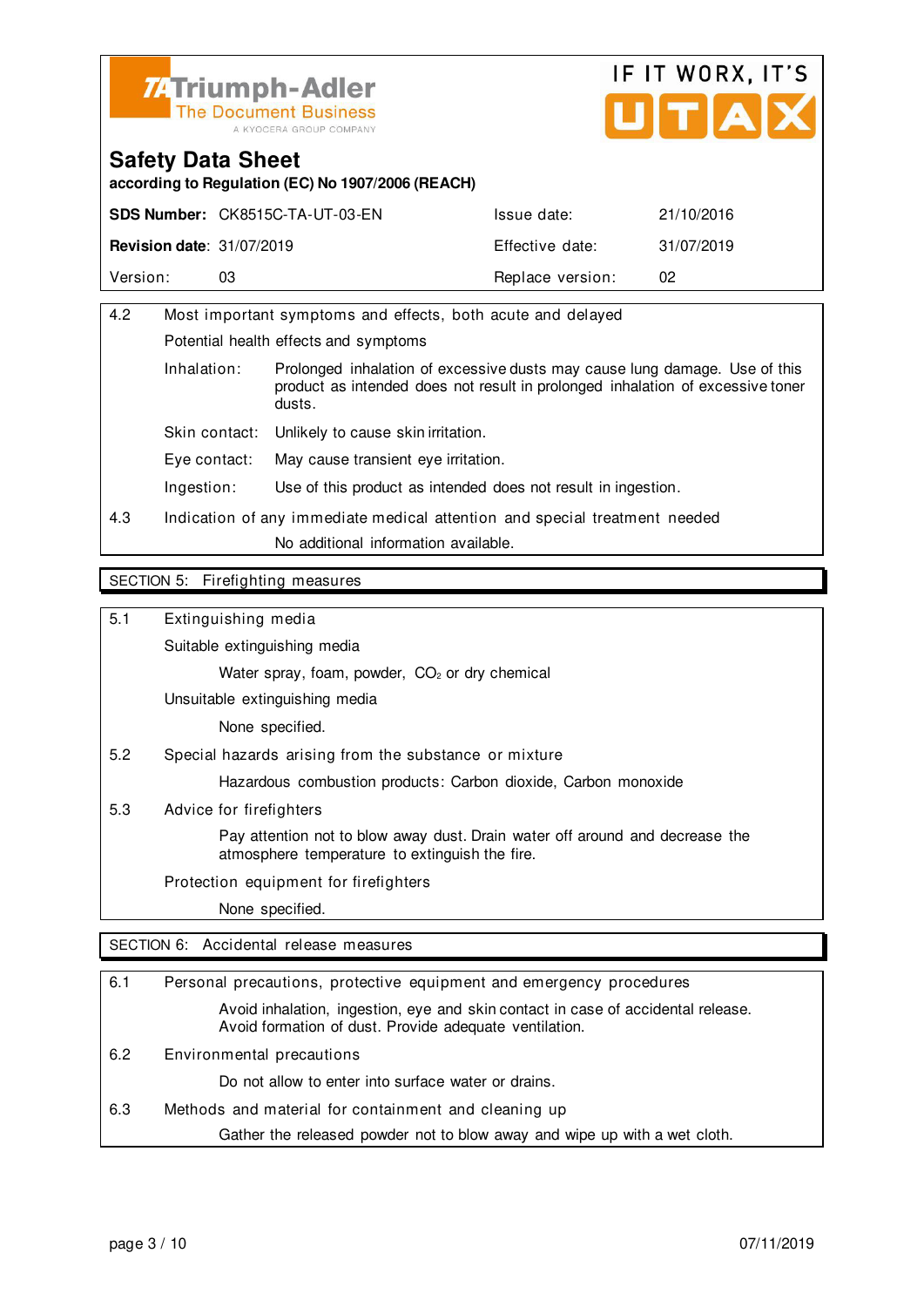# Safety Data Sheet

**according to Regulation (EC) No 1907/2006 (REACH)**

| **SDS Number:** CK8515C-TA-UT-03-EN | Issue date: | 21/10/2016 |
|---|---|---|
| **Revision date**: 31/07/2019 | Effective date: | 31/07/2019 |
| Version: 03 | Replace version: | 02 |

4.2 Most important symptoms and effects, both acute and delayed

Potential health effects and symptoms

- Inhalation: Prolonged inhalation of excessive dusts may cause lung damage. Use of this product as intended does not result in prolonged inhalation of excessive toner dusts.
- Skin contact: Unlikely to cause skin irritation.
- Eye contact: May cause transient eye irritation.
- Ingestion: Use of this product as intended does not result in ingestion.

4.3 Indication of any immediate medical attention and special treatment needed

No additional information available.

## SECTION 5: Firefighting measures

5.1 Extinguishing media

Suitable extinguishing media

Water spray, foam, powder, $CO_2$ or dry chemical

Unsuitable extinguishing media

None specified.

5.2 Special hazards arising from the substance or mixture

Hazardous combustion products: Carbon dioxide, Carbon monoxide

5.3 Advice for firefighters

Pay attention not to blow away dust. Drain water off around and decrease the atmosphere temperature to extinguish the fire.

Protection equipment for firefighters

None specified.

## SECTION 6: Accidental release measures

6.1 Personal precautions, protective equipment and emergency procedures

Avoid inhalation, ingestion, eye and skin contact in case of accidental release. Avoid formation of dust. Provide adequate ventilation.

6.2 Environmental precautions

Do not allow to enter into surface water or drains.

6.3 Methods and material for containment and cleaning up

Gather the released powder not to blow away and wipe up with a wet cloth.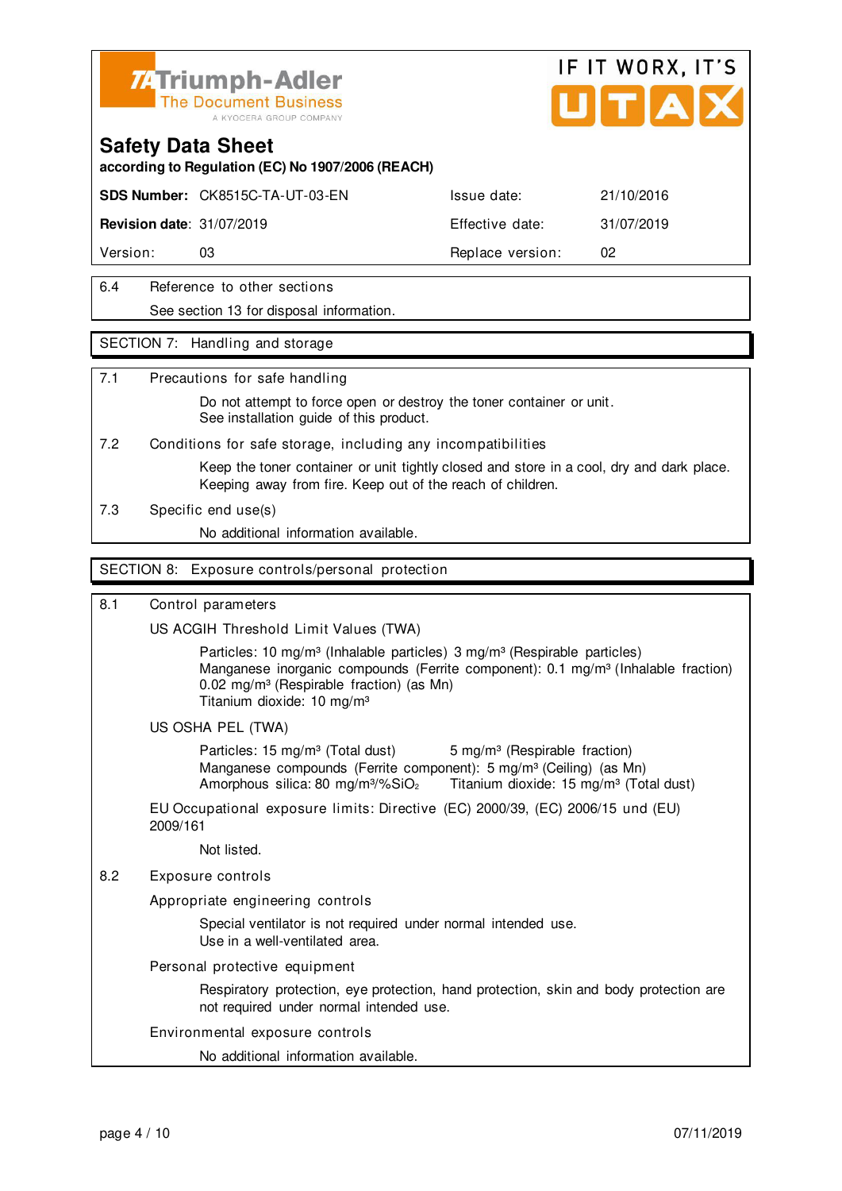**Triumph-Adler** The Document Business — A KYOCERA GROUP COMPANY

IF IT WORX, IT'S UTAX

# Safety Data Sheet

**according to Regulation (EC) No 1907/2006 (REACH)**

| **SDS Number:** CK8515C-TA-UT-03-EN | Issue date: | 21/10/2016 |
|---|---|---|
| **Revision date:** 31/07/2019 | Effective date: | 31/07/2019 |
| Version: 03 | Replace version: | 02 |

6.4 Reference to other sections

See section 13 for disposal information.

## SECTION 7: Handling and storage

7.1 Precautions for safe handling

Do not attempt to force open or destroy the toner container or unit.
See installation guide of this product.

7.2 Conditions for safe storage, including any incompatibilities

Keep the toner container or unit tightly closed and store in a cool, dry and dark place.
Keeping away from fire. Keep out of the reach of children.

7.3 Specific end use(s)

No additional information available.

## SECTION 8: Exposure controls/personal protection

8.1 Control parameters

US ACGIH Threshold Limit Values (TWA)

Particles: 10 mg/m³ (Inhalable particles) 3 mg/m³ (Respirable particles)
Manganese inorganic compounds (Ferrite component): 0.1 mg/m³ (Inhalable fraction)
0.02 mg/m³ (Respirable fraction) (as Mn)
Titanium dioxide: 10 mg/m³

US OSHA PEL (TWA)

Particles: 15 mg/m³ (Total dust) 5 mg/m³ (Respirable fraction)
Manganese compounds (Ferrite component): 5 mg/m³ (Ceiling) (as Mn)
Amorphous silica: 80 mg/m³/%$SiO_2$ Titanium dioxide: 15 mg/m³ (Total dust)

EU Occupational exposure limits: Directive (EC) 2000/39, (EC) 2006/15 und (EU) 2009/161

Not listed.

8.2 Exposure controls

Appropriate engineering controls

Special ventilator is not required under normal intended use.
Use in a well-ventilated area.

Personal protective equipment

Respiratory protection, eye protection, hand protection, skin and body protection are not required under normal intended use.

Environmental exposure controls

No additional information available.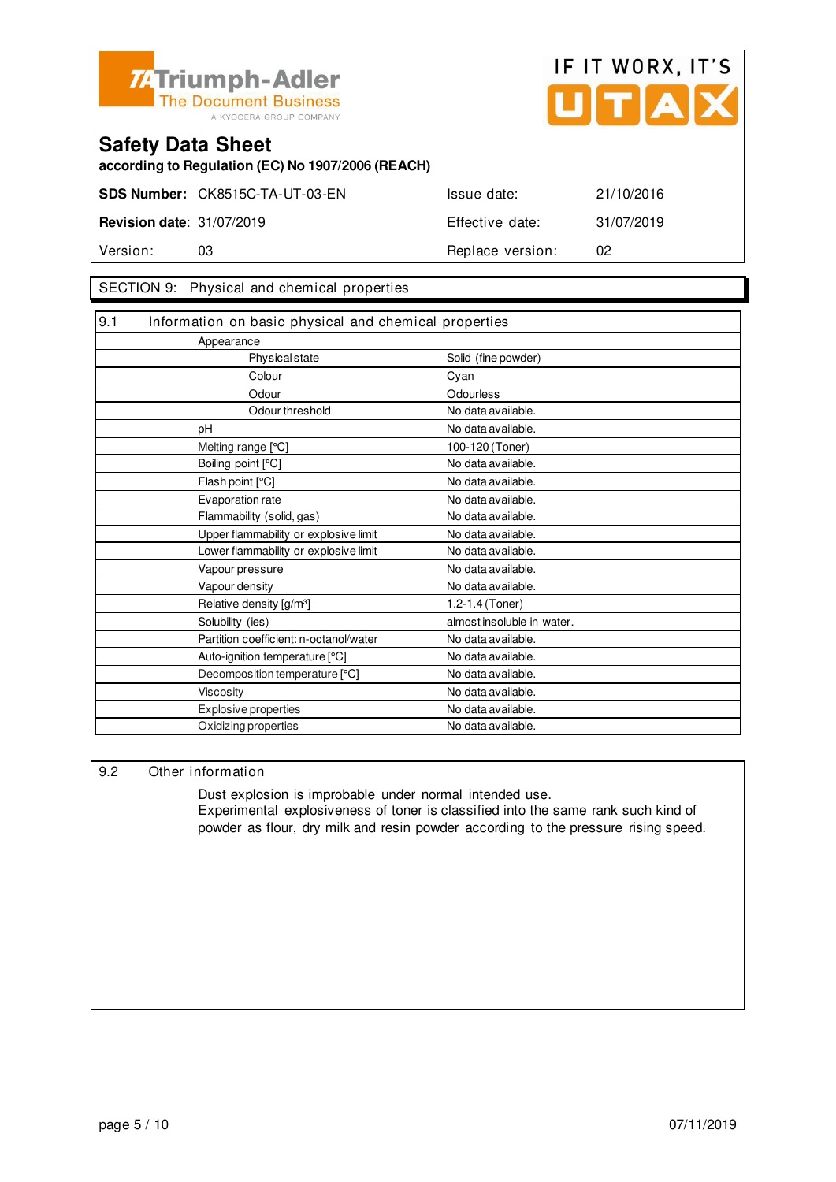**Triumph-Adler** The Document Business
A KYOCERA GROUP COMPANY

IF IT WORX, IT'S UTAX

# Safety Data Sheet

**according to Regulation (EC) No 1907/2006 (REACH)**

| | | | |
|---|---|---|---|
| **SDS Number:** | CK8515C-TA-UT-03-EN | Issue date: | 21/10/2016 |
| **Revision date**: | 31/07/2019 | Effective date: | 31/07/2019 |
| Version: | 03 | Replace version: | 02 |

## SECTION 9: Physical and chemical properties

### 9.1 Information on basic physical and chemical properties

| Property | Value |
|---|---|
| Appearance | |
| Physical state | Solid (fine powder) |
| Colour | Cyan |
| Odour | Odourless |
| Odour threshold | No data available. |
| pH | No data available. |
| Melting range [°C] | 100-120 (Toner) |
| Boiling point [°C] | No data available. |
| Flash point [°C] | No data available. |
| Evaporation rate | No data available. |
| Flammability (solid, gas) | No data available. |
| Upper flammability or explosive limit | No data available. |
| Lower flammability or explosive limit | No data available. |
| Vapour pressure | No data available. |
| Vapour density | No data available. |
| Relative density [g/m³] | 1.2-1.4 (Toner) |
| Solubility (ies) | almost insoluble in water. |
| Partition coefficient: n-octanol/water | No data available. |
| Auto-ignition temperature [°C] | No data available. |
| Decomposition temperature [°C] | No data available. |
| Viscosity | No data available. |
| Explosive properties | No data available. |
| Oxidizing properties | No data available. |

### 9.2 Other information

Dust explosion is improbable under normal intended use.
Experimental explosiveness of toner is classified into the same rank such kind of powder as flour, dry milk and resin powder according to the pressure rising speed.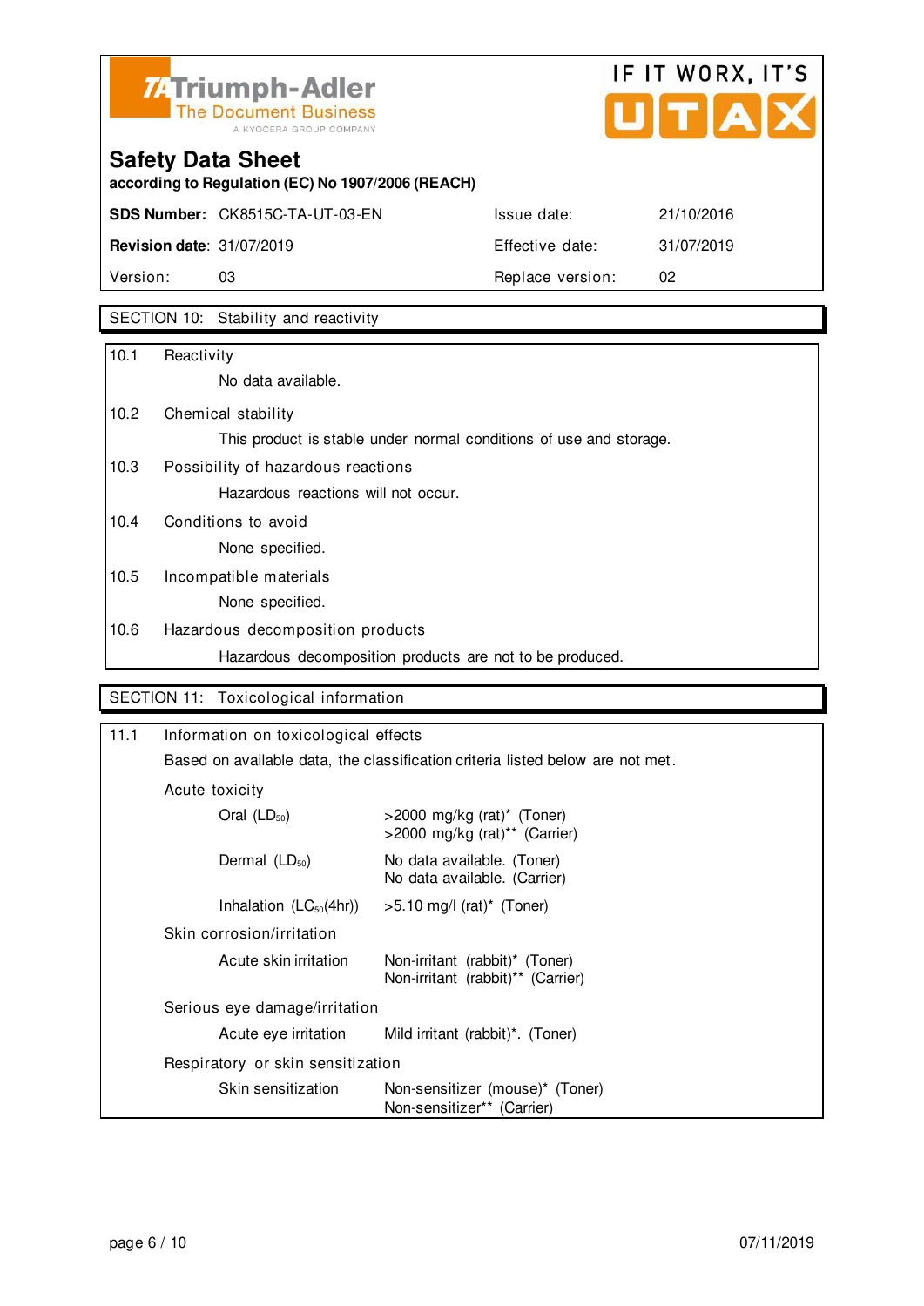Triumph-Adler
The Document Business
A KYOCERA GROUP COMPANY

IF IT WORX, IT'S UTAX

# Safety Data Sheet

**according to Regulation (EC) No 1907/2006 (REACH)**

| | | | |
|---|---|---|---|
| **SDS Number:** | CK8515C-TA-UT-03-EN | Issue date: | 21/10/2016 |
| **Revision date**: | 31/07/2019 | Effective date: | 31/07/2019 |
| Version: | 03 | Replace version: | 02 |

## SECTION 10: Stability and reactivity

10.1 Reactivity

No data available.

10.2 Chemical stability

This product is stable under normal conditions of use and storage.

10.3 Possibility of hazardous reactions

Hazardous reactions will not occur.

10.4 Conditions to avoid

None specified.

10.5 Incompatible materials

None specified.

10.6 Hazardous decomposition products

Hazardous decomposition products are not to be produced.

## SECTION 11: Toxicological information

11.1 Information on toxicological effects

Based on available data, the classification criteria listed below are not met.

Acute toxicity

| | |
|---|---|
| Oral ($LD_{50}$) | >2000 mg/kg (rat)* (Toner)<br>>2000 mg/kg (rat)** (Carrier) |
| Dermal ($LD_{50}$) | No data available. (Toner)<br>No data available. (Carrier) |
| Inhalation ($LC_{50}$(4hr)) | >5.10 mg/l (rat)* (Toner) |

Skin corrosion/irritation

| | |
|---|---|
| Acute skin irritation | Non-irritant (rabbit)* (Toner)<br>Non-irritant (rabbit)** (Carrier) |

Serious eye damage/irritation

| | |
|---|---|
| Acute eye irritation | Mild irritant (rabbit)*. (Toner) |

Respiratory or skin sensitization

| | |
|---|---|
| Skin sensitization | Non-sensitizer (mouse)* (Toner)<br>Non-sensitizer** (Carrier) |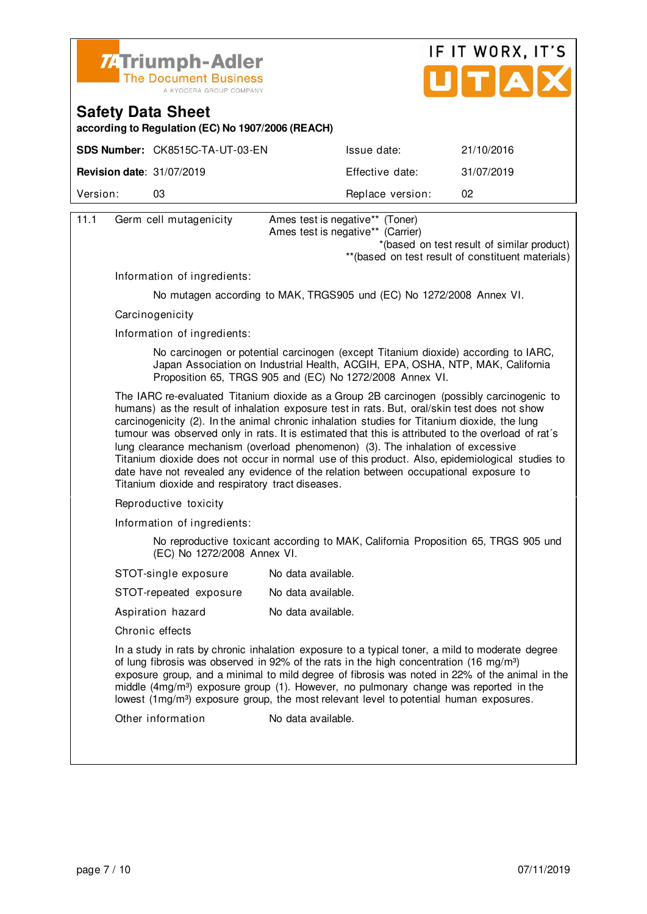**Safety Data Sheet**
**according to Regulation (EC) No 1907/2006 (REACH)**

| **SDS Number:** CK8515C-TA-UT-03-EN | Issue date: 21/10/2016 |
|---|---|
| **Revision date**: 31/07/2019 | Effective date: 31/07/2019 |
| Version: 03 | Replace version: 02 |

11.1 Germ cell mutagenicity

Ames test is negative** (Toner)
Ames test is negative** (Carrier)

*(based on test result of similar product)
**(based on test result of constituent materials)

Information of ingredients:

No mutagen according to MAK, TRGS905 und (EC) No 1272/2008 Annex VI.

Carcinogenicity

Information of ingredients:

No carcinogen or potential carcinogen (except Titanium dioxide) according to IARC, Japan Association on Industrial Health, ACGIH, EPA, OSHA, NTP, MAK, California Proposition 65, TRGS 905 and (EC) No 1272/2008 Annex VI.

The IARC re-evaluated Titanium dioxide as a Group 2B carcinogen (possibly carcinogenic to humans) as the result of inhalation exposure test in rats. But, oral/skin test does not show carcinogenicity (2). In the animal chronic inhalation studies for Titanium dioxide, the lung tumour was observed only in rats. It is estimated that this is attributed to the overload of rat´s lung clearance mechanism (overload phenomenon) (3). The inhalation of excessive Titanium dioxide does not occur in normal use of this product. Also, epidemiological studies to date have not revealed any evidence of the relation between occupational exposure to Titanium dioxide and respiratory tract diseases.

Reproductive toxicity

Information of ingredients:

No reproductive toxicant according to MAK, California Proposition 65, TRGS 905 und (EC) No 1272/2008 Annex VI.

STOT-single exposure: No data available.

STOT-repeated exposure: No data available.

Aspiration hazard: No data available.

Chronic effects

In a study in rats by chronic inhalation exposure to a typical toner, a mild to moderate degree of lung fibrosis was observed in 92% of the rats in the high concentration (16 $mg/m^3$) exposure group, and a minimal to mild degree of fibrosis was noted in 22% of the animal in the middle (4$mg/m^3$) exposure group (1). However, no pulmonary change was reported in the lowest (1$mg/m^3$) exposure group, the most relevant level to potential human exposures.

Other information: No data available.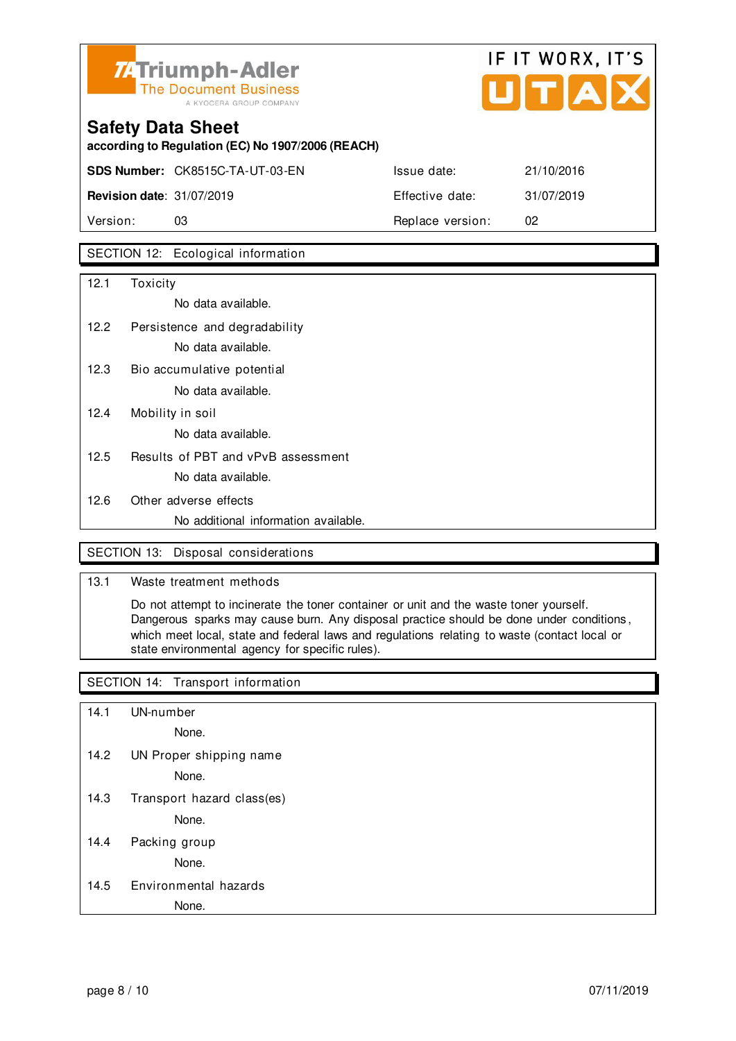Triumph-Adler
The Document Business
A KYOCERA GROUP COMPANY

IF IT WORX, IT'S UTAX

# Safety Data Sheet

**according to Regulation (EC) No 1907/2006 (REACH)**

| | | | |
|---|---|---|---|
| **SDS Number:** | CK8515C-TA-UT-03-EN | Issue date: | 21/10/2016 |
| **Revision date**: | 31/07/2019 | Effective date: | 31/07/2019 |
| Version: | 03 | Replace version: | 02 |

## SECTION 12: Ecological information

12.1 Toxicity

No data available.

12.2 Persistence and degradability

No data available.

12.3 Bio accumulative potential

No data available.

12.4 Mobility in soil

No data available.

12.5 Results of PBT and vPvB assessment

No data available.

12.6 Other adverse effects

No additional information available.

## SECTION 13: Disposal considerations

13.1 Waste treatment methods

Do not attempt to incinerate the toner container or unit and the waste toner yourself. Dangerous sparks may cause burn. Any disposal practice should be done under conditions, which meet local, state and federal laws and regulations relating to waste (contact local or state environmental agency for specific rules).

## SECTION 14: Transport information

14.1 UN-number

None.

14.2 UN Proper shipping name

None.

14.3 Transport hazard class(es)

None.

14.4 Packing group

None.

14.5 Environmental hazards

None.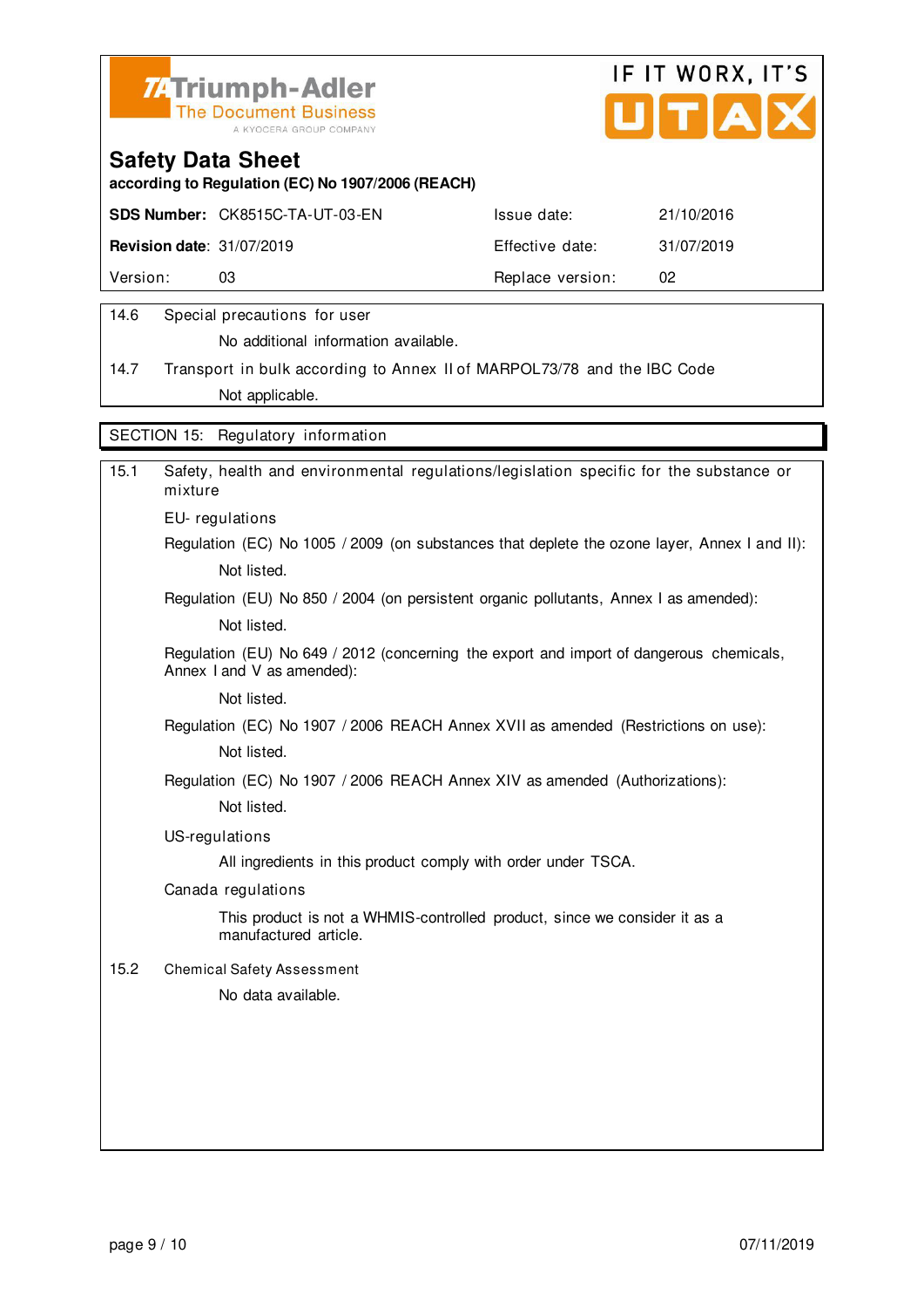## Safety Data Sheet

**according to Regulation (EC) No 1907/2006 (REACH)**

| | | | |
|---|---|---|---|
| **SDS Number:** | CK8515C-TA-UT-03-EN | Issue date: | 21/10/2016 |
| **Revision date**: | 31/07/2019 | Effective date: | 31/07/2019 |
| Version: | 03 | Replace version: | 02 |

14.6 Special precautions for user

No additional information available.

14.7 Transport in bulk according to Annex II of MARPOL73/78 and the IBC Code

Not applicable.

## SECTION 15: Regulatory information

15.1 Safety, health and environmental regulations/legislation specific for the substance or mixture

EU- regulations

Regulation (EC) No 1005 / 2009 (on substances that deplete the ozone layer, Annex I and II):

Not listed.

Regulation (EU) No 850 / 2004 (on persistent organic pollutants, Annex I as amended):

Not listed.

Regulation (EU) No 649 / 2012 (concerning the export and import of dangerous chemicals, Annex I and V as amended):

Not listed.

Regulation (EC) No 1907 / 2006 REACH Annex XVII as amended (Restrictions on use):

Not listed.

Regulation (EC) No 1907 / 2006 REACH Annex XIV as amended (Authorizations):

Not listed.

US-regulations

All ingredients in this product comply with order under TSCA.

Canada regulations

This product is not a WHMIS-controlled product, since we consider it as a manufactured article.

15.2 Chemical Safety Assessment

No data available.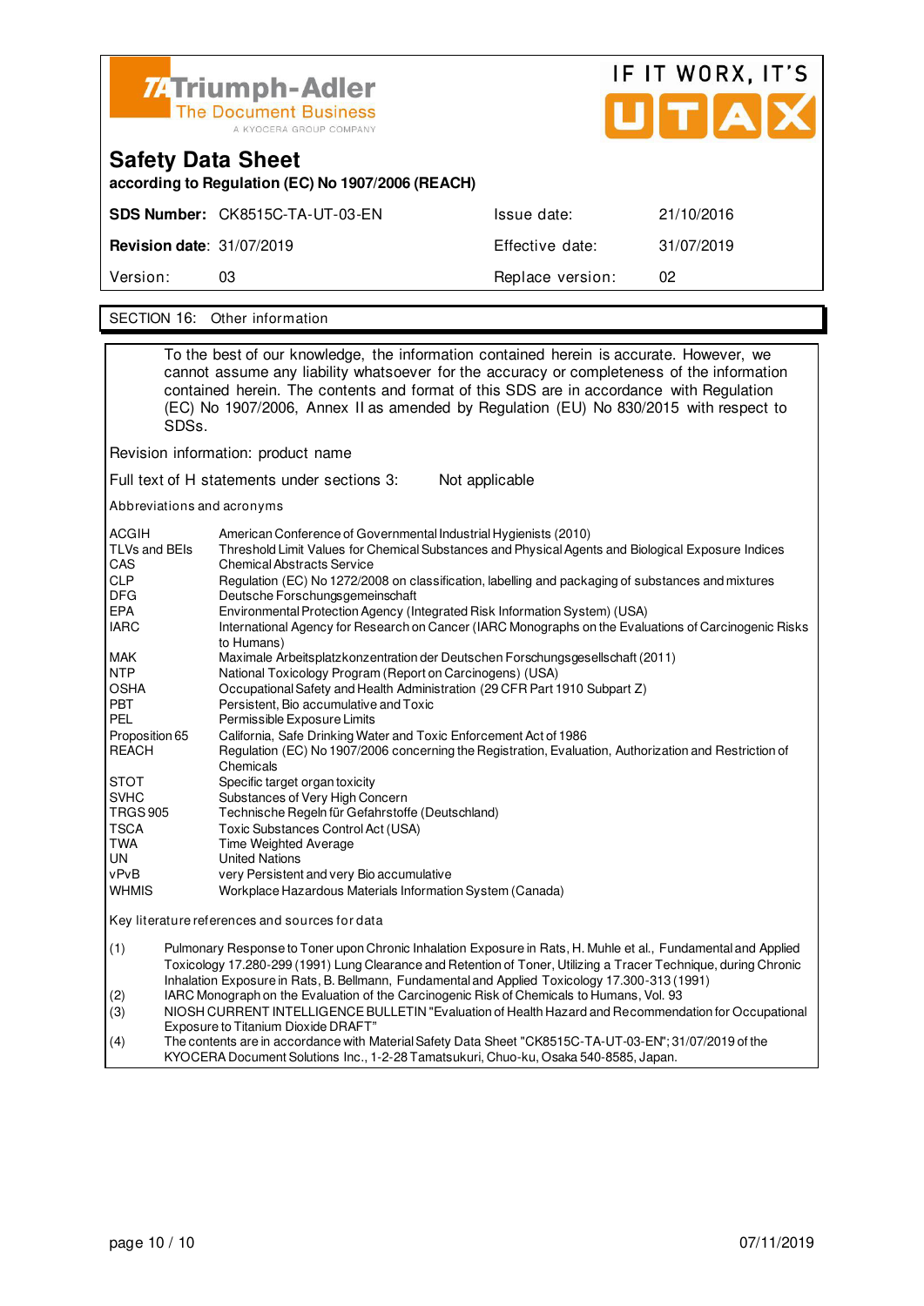# Safety Data Sheet

**according to Regulation (EC) No 1907/2006 (REACH)**

| | | | |
|---|---|---|---|
| **SDS Number:** | CK8515C-TA-UT-03-EN | Issue date: | 21/10/2016 |
| **Revision date**: | 31/07/2019 | Effective date: | 31/07/2019 |
| Version: | 03 | Replace version: | 02 |

## SECTION 16: Other information

To the best of our knowledge, the information contained herein is accurate. However, we cannot assume any liability whatsoever for the accuracy or completeness of the information contained herein. The contents and format of this SDS are in accordance with Regulation (EC) No 1907/2006, Annex II as amended by Regulation (EU) No 830/2015 with respect to SDSs.

Revision information: product name

Full text of H statements under sections 3: Not applicable

Abbreviations and acronyms

| | |
|---|---|
| ACGIH | American Conference of Governmental Industrial Hygienists (2010) |
| TLVs and BEIs | Threshold Limit Values for Chemical Substances and Physical Agents and Biological Exposure Indices |
| CAS | Chemical Abstracts Service |
| CLP | Regulation (EC) No 1272/2008 on classification, labelling and packaging of substances and mixtures |
| DFG | Deutsche Forschungsgemeinschaft |
| EPA | Environmental Protection Agency (Integrated Risk Information System) (USA) |
| IARC | International Agency for Research on Cancer (IARC Monographs on the Evaluations of Carcinogenic Risks to Humans) |
| MAK | Maximale Arbeitsplatzkonzentration der Deutschen Forschungsgesellschaft (2011) |
| NTP | National Toxicology Program (Report on Carcinogens) (USA) |
| OSHA | Occupational Safety and Health Administration (29 CFR Part 1910 Subpart Z) |
| PBT | Persistent, Bio accumulative and Toxic |
| PEL | Permissible Exposure Limits |
| Proposition 65 | California, Safe Drinking Water and Toxic Enforcement Act of 1986 |
| REACH | Regulation (EC) No 1907/2006 concerning the Registration, Evaluation, Authorization and Restriction of Chemicals |
| STOT | Specific target organ toxicity |
| SVHC | Substances of Very High Concern |
| TRGS 905 | Technische Regeln für Gefahrstoffe (Deutschland) |
| TSCA | Toxic Substances Control Act (USA) |
| TWA | Time Weighted Average |
| UN | United Nations |
| vPvB | very Persistent and very Bio accumulative |
| WHMIS | Workplace Hazardous Materials Information System (Canada) |

Key literature references and sources for data

(1) Pulmonary Response to Toner upon Chronic Inhalation Exposure in Rats, H. Muhle et al., Fundamental and Applied Toxicology 17.280-299 (1991) Lung Clearance and Retention of Toner, Utilizing a Tracer Technique, during Chronic Inhalation Exposure in Rats, B. Bellmann, Fundamental and Applied Toxicology 17.300-313 (1991)

(2) IARC Monograph on the Evaluation of the Carcinogenic Risk of Chemicals to Humans, Vol. 93

(3) NIOSH CURRENT INTELLIGENCE BULLETIN "Evaluation of Health Hazard and Recommendation for Occupational Exposure to Titanium Dioxide DRAFT"

(4) The contents are in accordance with Material Safety Data Sheet "CK8515C-TA-UT-03-EN"; 31/07/2019 of the KYOCERA Document Solutions Inc., 1-2-28 Tamatsukuri, Chuo-ku, Osaka 540-8585, Japan.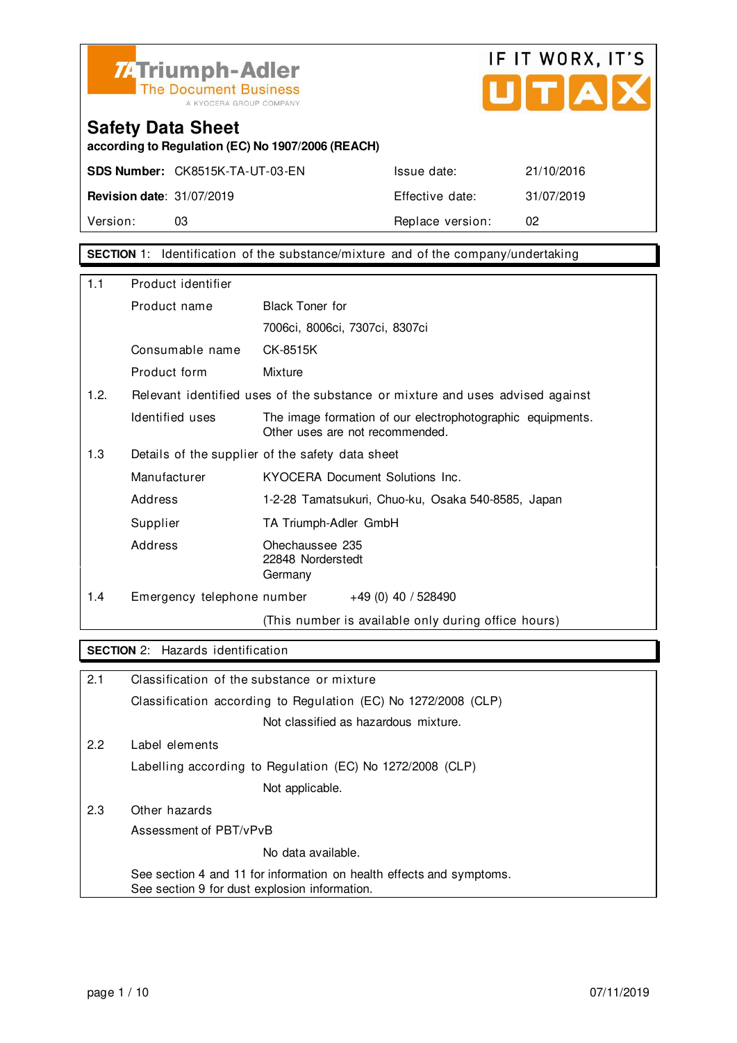**TA Triumph-Adler**
The Document Business
A KYOCERA GROUP COMPANY

IF IT WORX, IT'S UTAX

# Safety Data Sheet

**according to Regulation (EC) No 1907/2006 (REACH)**

| **SDS Number:** CK8515K-TA-UT-03-EN | | Issue date: | 21/10/2016 |
|---|---|---|---|
| **Revision date**: 31/07/2019 | | Effective date: | 31/07/2019 |
| Version: 03 | | Replace version: | 02 |

## SECTION 1: Identification of the substance/mixture and of the company/undertaking

**1.1 Product identifier**

| | |
|---|---|
| Product name | Black Toner for 7006ci, 8006ci, 7307ci, 8307ci |
| Consumable name | CK-8515K |
| Product form | Mixture |

**1.2. Relevant identified uses of the substance or mixture and uses advised against**

| | |
|---|---|
| Identified uses | The image formation of our electrophotographic equipments. Other uses are not recommended. |

**1.3 Details of the supplier of the safety data sheet**

| | |
|---|---|
| Manufacturer | KYOCERA Document Solutions Inc. |
| Address | 1-2-28 Tamatsukuri, Chuo-ku, Osaka 540-8585, Japan |
| Supplier | TA Triumph-Adler GmbH |
| Address | Ohechaussee 235<br>22848 Norderstedt<br>Germany |

**1.4 Emergency telephone number** +49 (0) 40 / 528490

(This number is available only during office hours)

## SECTION 2: Hazards identification

**2.1 Classification of the substance or mixture**

Classification according to Regulation (EC) No 1272/2008 (CLP)

Not classified as hazardous mixture.

**2.2 Label elements**

Labelling according to Regulation (EC) No 1272/2008 (CLP)

Not applicable.

**2.3 Other hazards**

Assessment of PBT/vPvB

No data available.

See section 4 and 11 for information on health effects and symptoms.
See section 9 for dust explosion information.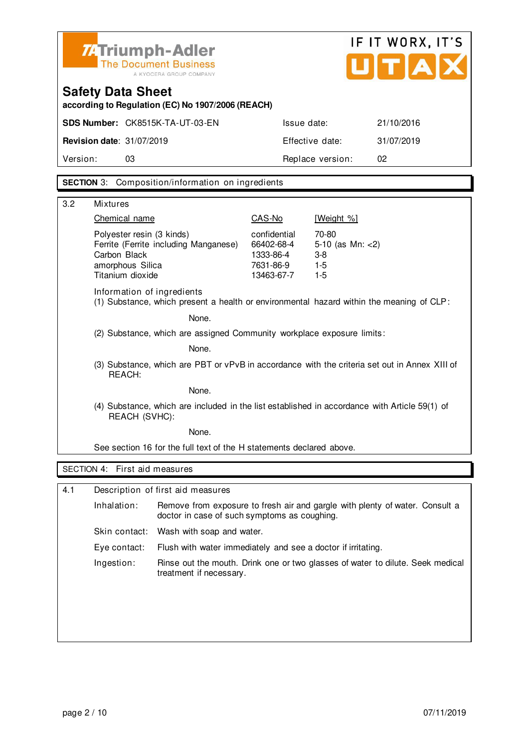Triumph-Adler
The Document Business
A KYOCERA GROUP COMPANY

IF IT WORX, IT'S UTAX

# Safety Data Sheet

**according to Regulation (EC) No 1907/2006 (REACH)**

| | | | |
|---|---|---|---|
| **SDS Number:** | CK8515K-TA-UT-03-EN | Issue date: | 21/10/2016 |
| **Revision date**: | 31/07/2019 | Effective date: | 31/07/2019 |
| Version: | 03 | Replace version: | 02 |

## **SECTION** 3: Composition/information on ingredients

3.2 Mixtures

| Chemical name | CAS-No | [Weight %] |
|---|---|---|
| Polyester resin (3 kinds) | confidential | 70-80 |
| Ferrite (Ferrite including Manganese) | 66402-68-4 | 5-10 (as Mn: <2) |
| Carbon Black | 1333-86-4 | 3-8 |
| amorphous Silica | 7631-86-9 | 1-5 |
| Titanium dioxide | 13463-67-7 | 1-5 |

Information of ingredients

(1) Substance, which present a health or environmental hazard within the meaning of CLP:

None.

(2) Substance, which are assigned Community workplace exposure limits:

None.

(3) Substance, which are PBT or vPvB in accordance with the criteria set out in Annex XIII of REACH:

None.

(4) Substance, which are included in the list established in accordance with Article 59(1) of REACH (SVHC):

None.

See section 16 for the full text of the H statements declared above.

## SECTION 4: First aid measures

4.1 Description of first aid measures

| | |
|---|---|
| Inhalation: | Remove from exposure to fresh air and gargle with plenty of water. Consult a doctor in case of such symptoms as coughing. |
| Skin contact: | Wash with soap and water. |
| Eye contact: | Flush with water immediately and see a doctor if irritating. |
| Ingestion: | Rinse out the mouth. Drink one or two glasses of water to dilute. Seek medical treatment if necessary. |

07/11/2019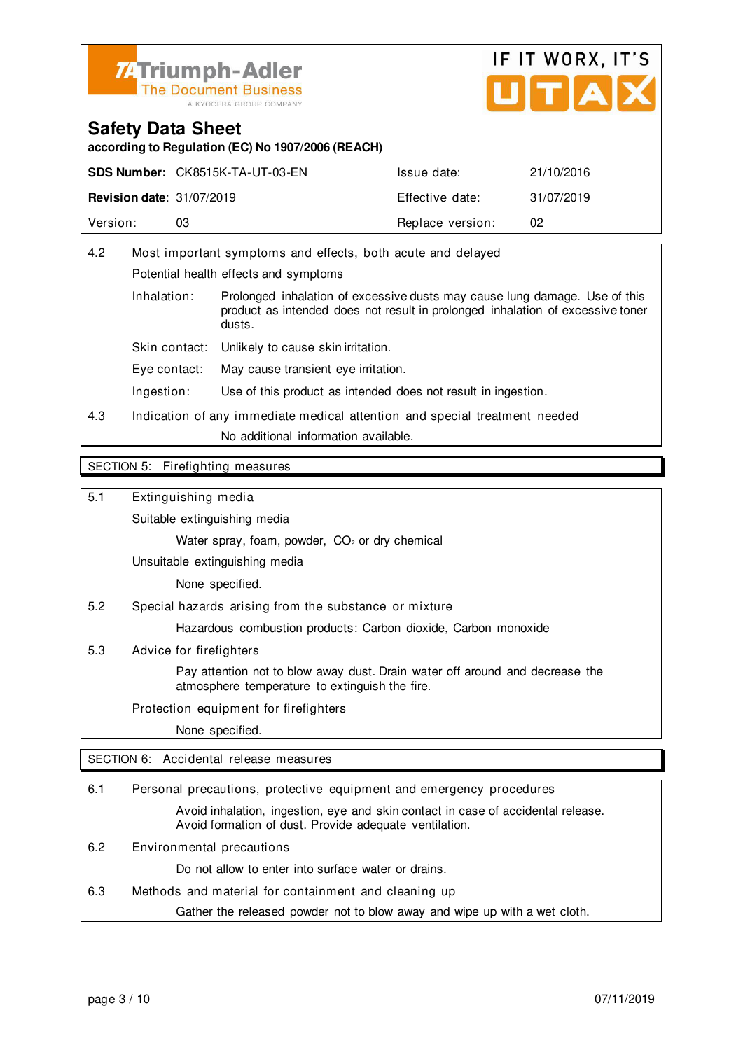Triumph-Adler
The Document Business
A KYOCERA GROUP COMPANY

IF IT WORX, IT'S UTAX

# Safety Data Sheet

**according to Regulation (EC) No 1907/2006 (REACH)**

| **SDS Number:** CK8515K-TA-UT-03-EN | Issue date: | 21/10/2016 |
|---|---|---|
| **Revision date:** 31/07/2019 | Effective date: | 31/07/2019 |
| Version: 03 | Replace version: | 02 |

4.2 Most important symptoms and effects, both acute and delayed

Potential health effects and symptoms

- Inhalation: Prolonged inhalation of excessive dusts may cause lung damage. Use of this product as intended does not result in prolonged inhalation of excessive toner dusts.
- Skin contact: Unlikely to cause skin irritation.
- Eye contact: May cause transient eye irritation.
- Ingestion: Use of this product as intended does not result in ingestion.

4.3 Indication of any immediate medical attention and special treatment needed

No additional information available.

## SECTION 5: Firefighting measures

5.1 Extinguishing media

Suitable extinguishing media

Water spray, foam, powder, $CO_2$ or dry chemical

Unsuitable extinguishing media

None specified.

5.2 Special hazards arising from the substance or mixture

Hazardous combustion products: Carbon dioxide, Carbon monoxide

5.3 Advice for firefighters

Pay attention not to blow away dust. Drain water off around and decrease the atmosphere temperature to extinguish the fire.

Protection equipment for firefighters

None specified.

## SECTION 6: Accidental release measures

6.1 Personal precautions, protective equipment and emergency procedures

Avoid inhalation, ingestion, eye and skin contact in case of accidental release. Avoid formation of dust. Provide adequate ventilation.

6.2 Environmental precautions

Do not allow to enter into surface water or drains.

6.3 Methods and material for containment and cleaning up

Gather the released powder not to blow away and wipe up with a wet cloth.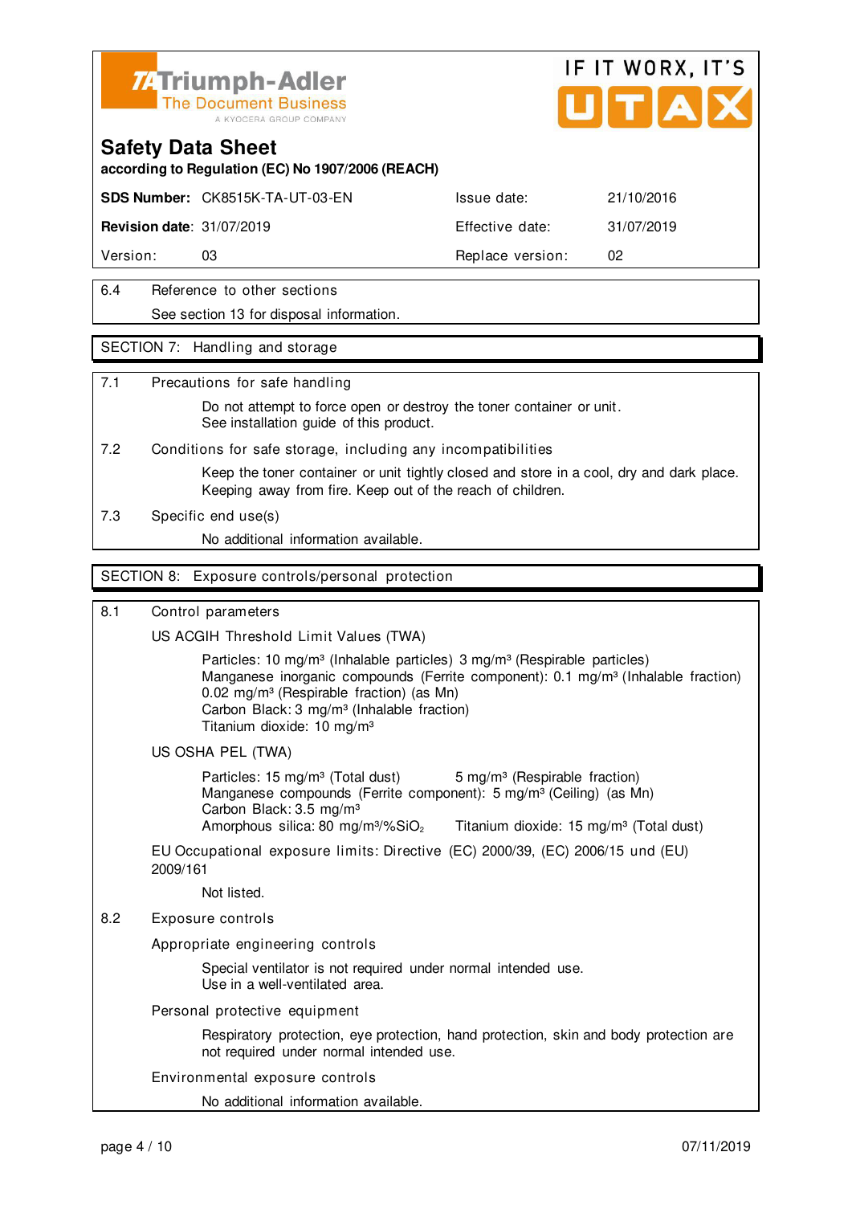**Safety Data Sheet**

**according to Regulation (EC) No 1907/2006 (REACH)**

| **SDS Number:** CK8515K-TA-UT-03-EN | Issue date: | 21/10/2016 |
|---|---|---|
| **Revision date**: 31/07/2019 | Effective date: | 31/07/2019 |
| Version: 03 | Replace version: | 02 |

6.4 Reference to other sections

See section 13 for disposal information.

## SECTION 7: Handling and storage

7.1 Precautions for safe handling

Do not attempt to force open or destroy the toner container or unit.
See installation guide of this product.

7.2 Conditions for safe storage, including any incompatibilities

Keep the toner container or unit tightly closed and store in a cool, dry and dark place.
Keeping away from fire. Keep out of the reach of children.

7.3 Specific end use(s)

No additional information available.

## SECTION 8: Exposure controls/personal protection

8.1 Control parameters

US ACGIH Threshold Limit Values (TWA)

Particles: 10 mg/m³ (Inhalable particles) 3 mg/m³ (Respirable particles)
Manganese inorganic compounds (Ferrite component): 0.1 mg/m³ (Inhalable fraction) 0.02 mg/m³ (Respirable fraction) (as Mn)
Carbon Black: 3 mg/m³ (Inhalable fraction)
Titanium dioxide: 10 mg/m³

US OSHA PEL (TWA)

Particles: 15 mg/m³ (Total dust) 5 mg/m³ (Respirable fraction)
Manganese compounds (Ferrite component): 5 mg/m³ (Ceiling) (as Mn)
Carbon Black: 3.5 mg/m³
Amorphous silica: 80 mg/m³/%$SiO_2$ Titanium dioxide: 15 mg/m³ (Total dust)

EU Occupational exposure limits: Directive (EC) 2000/39, (EC) 2006/15 und (EU) 2009/161

Not listed.

8.2 Exposure controls

Appropriate engineering controls

Special ventilator is not required under normal intended use.
Use in a well-ventilated area.

Personal protective equipment

Respiratory protection, eye protection, hand protection, skin and body protection are not required under normal intended use.

Environmental exposure controls

No additional information available.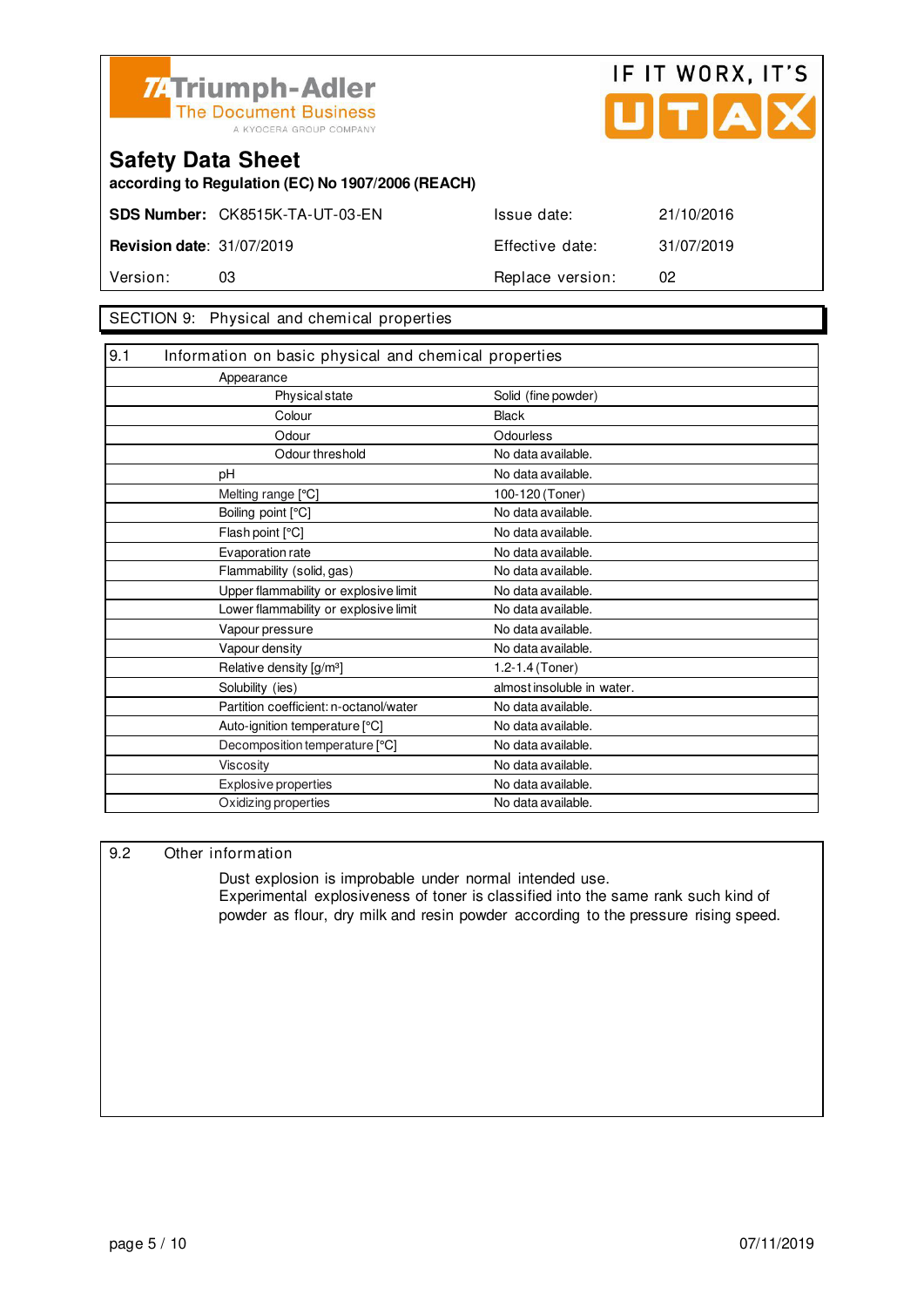Triumph-Adler
The Document Business
A KYOCERA GROUP COMPANY

IF IT WORX, IT'S UTAX

# Safety Data Sheet

**according to Regulation (EC) No 1907/2006 (REACH)**

| | | | |
|---|---|---|---|
| **SDS Number:** | CK8515K-TA-UT-03-EN | Issue date: | 21/10/2016 |
| **Revision date:** | 31/07/2019 | Effective date: | 31/07/2019 |
| Version: | 03 | Replace version: | 02 |

## SECTION 9: Physical and chemical properties

### 9.1 Information on basic physical and chemical properties

| Property | Value |
|---|---|
| Appearance | |
| Physical state | Solid (fine powder) |
| Colour | Black |
| Odour | Odourless |
| Odour threshold | No data available. |
| pH | No data available. |
| Melting range [°C] | 100-120 (Toner) |
| Boiling point [°C] | No data available. |
| Flash point [°C] | No data available. |
| Evaporation rate | No data available. |
| Flammability (solid, gas) | No data available. |
| Upper flammability or explosive limit | No data available. |
| Lower flammability or explosive limit | No data available. |
| Vapour pressure | No data available. |
| Vapour density | No data available. |
| Relative density [g/m³] | 1.2-1.4 (Toner) |
| Solubility (ies) | almost insoluble in water. |
| Partition coefficient: n-octanol/water | No data available. |
| Auto-ignition temperature [°C] | No data available. |
| Decomposition temperature [°C] | No data available. |
| Viscosity | No data available. |
| Explosive properties | No data available. |
| Oxidizing properties | No data available. |

### 9.2 Other information

Dust explosion is improbable under normal intended use.
Experimental explosiveness of toner is classified into the same rank such kind of powder as flour, dry milk and resin powder according to the pressure rising speed.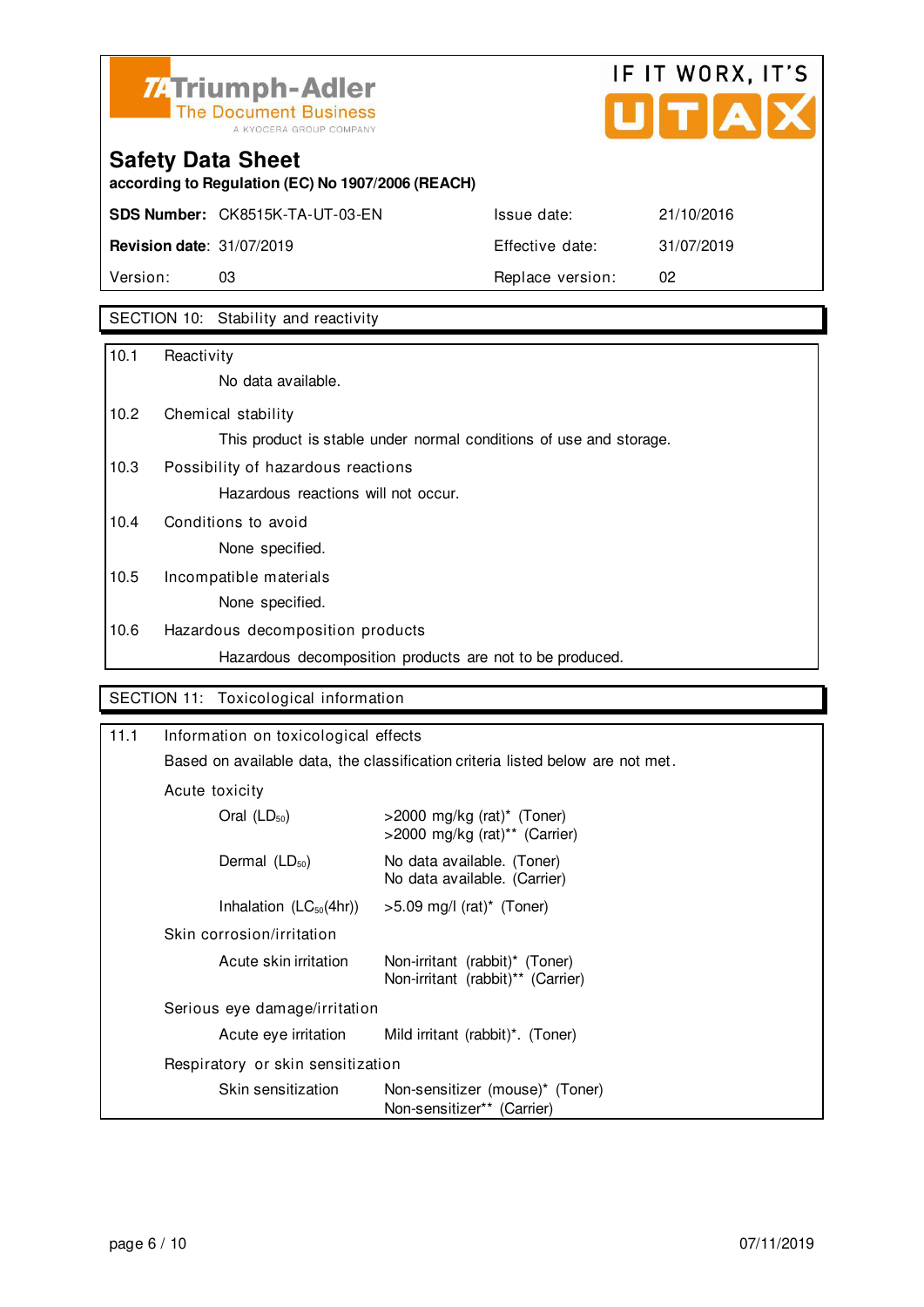**Safety Data Sheet**

**according to Regulation (EC) No 1907/2006 (REACH)**

| | | | |
|---|---|---|---|
| **SDS Number:** | CK8515K-TA-UT-03-EN | Issue date: | 21/10/2016 |
| **Revision date**: | 31/07/2019 | Effective date: | 31/07/2019 |
| Version: | 03 | Replace version: | 02 |

## SECTION 10: Stability and reactivity

**10.1 Reactivity**

No data available.

**10.2 Chemical stability**

This product is stable under normal conditions of use and storage.

**10.3 Possibility of hazardous reactions**

Hazardous reactions will not occur.

**10.4 Conditions to avoid**

None specified.

**10.5 Incompatible materials**

None specified.

**10.6 Hazardous decomposition products**

Hazardous decomposition products are not to be produced.

## SECTION 11: Toxicological information

**11.1 Information on toxicological effects**

Based on available data, the classification criteria listed below are not met.

Acute toxicity

| | |
|---|---|
| Oral ($LD_{50}$) | >2000 mg/kg (rat)* (Toner)<br>>2000 mg/kg (rat)** (Carrier) |
| Dermal ($LD_{50}$) | No data available. (Toner)<br>No data available. (Carrier) |
| Inhalation ($LC_{50}$(4hr)) | >5.09 mg/l (rat)* (Toner) |

Skin corrosion/irritation

| | |
|---|---|
| Acute skin irritation | Non-irritant (rabbit)* (Toner)<br>Non-irritant (rabbit)** (Carrier) |

Serious eye damage/irritation

| | |
|---|---|
| Acute eye irritation | Mild irritant (rabbit)*. (Toner) |

Respiratory or skin sensitization

| | |
|---|---|
| Skin sensitization | Non-sensitizer (mouse)* (Toner)<br>Non-sensitizer** (Carrier) |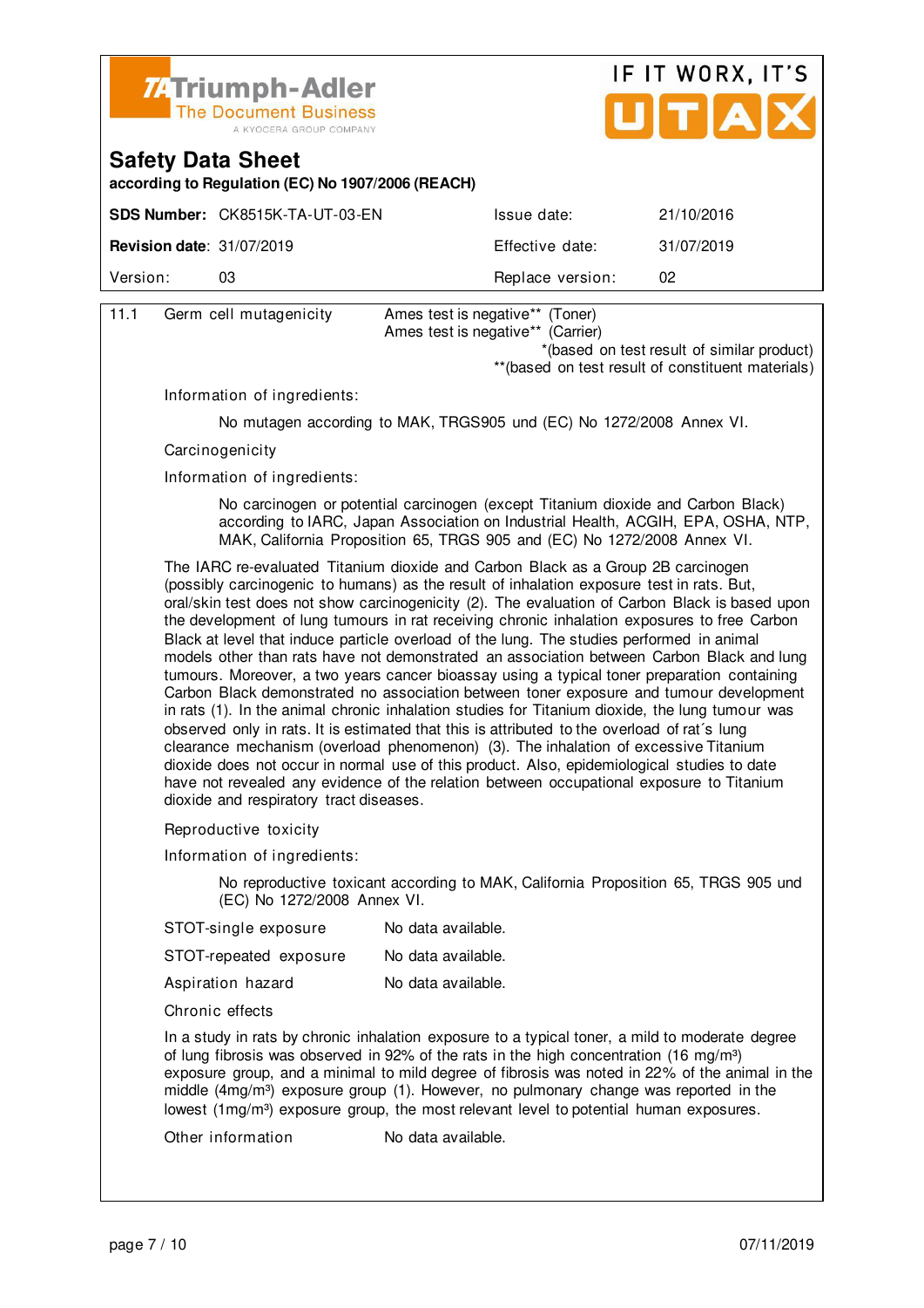# Safety Data Sheet

**according to Regulation (EC) No 1907/2006 (REACH)**

| **SDS Number:** | CK8515K-TA-UT-03-EN | Issue date: | 21/10/2016 |
|---|---|---|---|
| **Revision date**: | 31/07/2019 | Effective date: | 31/07/2019 |
| Version: | 03 | Replace version: | 02 |

11.1 Germ cell mutagenicity — Ames test is negative** (Toner)
Ames test is negative** (Carrier)

*(based on test result of similar product)
**(based on test result of constituent materials)

Information of ingredients:

No mutagen according to MAK, TRGS905 und (EC) No 1272/2008 Annex VI.

Carcinogenicity

Information of ingredients:

No carcinogen or potential carcinogen (except Titanium dioxide and Carbon Black) according to IARC, Japan Association on Industrial Health, ACGIH, EPA, OSHA, NTP, MAK, California Proposition 65, TRGS 905 and (EC) No 1272/2008 Annex VI.

The IARC re-evaluated Titanium dioxide and Carbon Black as a Group 2B carcinogen (possibly carcinogenic to humans) as the result of inhalation exposure test in rats. But, oral/skin test does not show carcinogenicity (2). The evaluation of Carbon Black is based upon the development of lung tumours in rat receiving chronic inhalation exposures to free Carbon Black at level that induce particle overload of the lung. The studies performed in animal models other than rats have not demonstrated an association between Carbon Black and lung tumours. Moreover, a two years cancer bioassay using a typical toner preparation containing Carbon Black demonstrated no association between toner exposure and tumour development in rats (1). In the animal chronic inhalation studies for Titanium dioxide, the lung tumour was observed only in rats. It is estimated that this is attributed to the overload of rat´s lung clearance mechanism (overload phenomenon) (3). The inhalation of excessive Titanium dioxide does not occur in normal use of this product. Also, epidemiological studies to date have not revealed any evidence of the relation between occupational exposure to Titanium dioxide and respiratory tract diseases.

Reproductive toxicity

Information of ingredients:

No reproductive toxicant according to MAK, California Proposition 65, TRGS 905 und (EC) No 1272/2008 Annex VI.

STOT-single exposure — No data available.

STOT-repeated exposure — No data available.

Aspiration hazard — No data available.

Chronic effects

In a study in rats by chronic inhalation exposure to a typical toner, a mild to moderate degree of lung fibrosis was observed in 92% of the rats in the high concentration (16 mg/m³) exposure group, and a minimal to mild degree of fibrosis was noted in 22% of the animal in the middle (4mg/m³) exposure group (1). However, no pulmonary change was reported in the lowest (1mg/m³) exposure group, the most relevant level to potential human exposures.

Other information — No data available.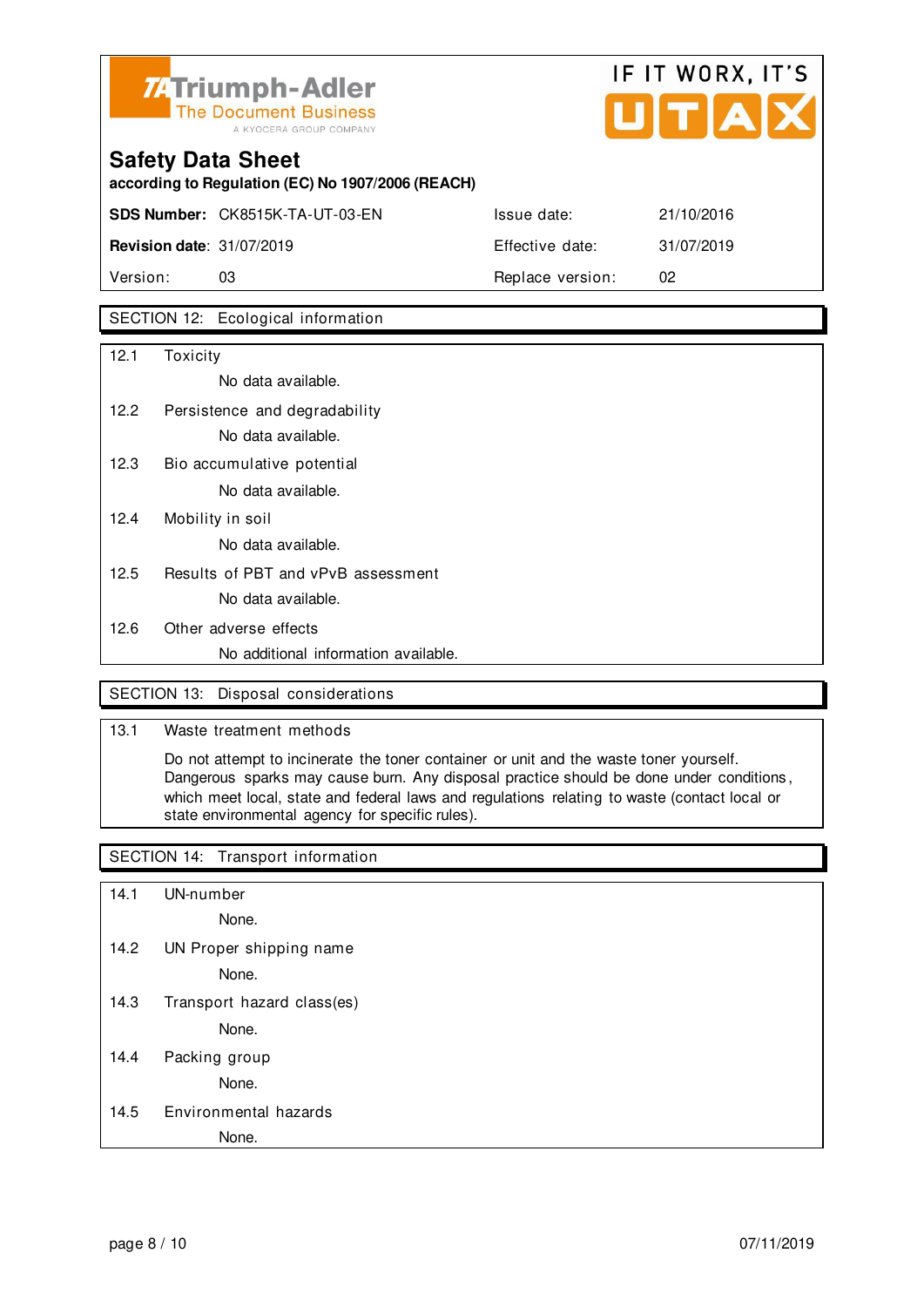**Safety Data Sheet**
**according to Regulation (EC) No 1907/2006 (REACH)**

| | | | |
|---|---|---|---|
| **SDS Number:** | CK8515K-TA-UT-03-EN | Issue date: | 21/10/2016 |
| **Revision date:** | 31/07/2019 | Effective date: | 31/07/2019 |
| Version: | 03 | Replace version: | 02 |

## SECTION 12: Ecological information

**12.1 Toxicity**

No data available.

**12.2 Persistence and degradability**

No data available.

**12.3 Bio accumulative potential**

No data available.

**12.4 Mobility in soil**

No data available.

**12.5 Results of PBT and vPvB assessment**

No data available.

**12.6 Other adverse effects**

No additional information available.

## SECTION 13: Disposal considerations

**13.1 Waste treatment methods**

Do not attempt to incinerate the toner container or unit and the waste toner yourself. Dangerous sparks may cause burn. Any disposal practice should be done under conditions, which meet local, state and federal laws and regulations relating to waste (contact local or state environmental agency for specific rules).

## SECTION 14: Transport information

**14.1 UN-number**

None.

**14.2 UN Proper shipping name**

None.

**14.3 Transport hazard class(es)**

None.

**14.4 Packing group**

None.

**14.5 Environmental hazards**

None.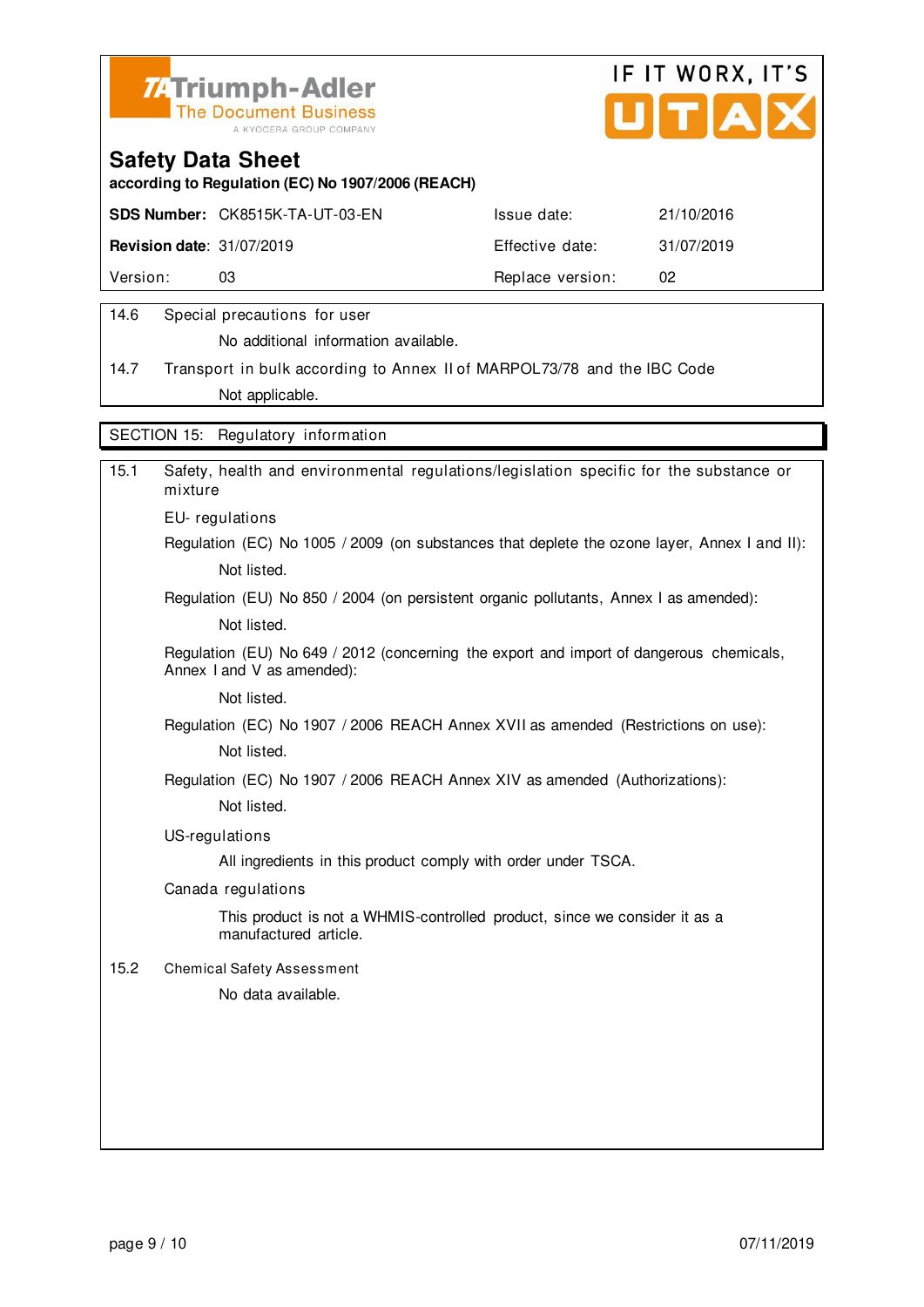**Safety Data Sheet**

**according to Regulation (EC) No 1907/2006 (REACH)**

| **SDS Number:** CK8515K-TA-UT-03-EN | Issue date: | 21/10/2016 |
|---|---|---|
| **Revision date**: 31/07/2019 | Effective date: | 31/07/2019 |
| Version: 03 | Replace version: | 02 |

14.6 Special precautions for user

No additional information available.

14.7 Transport in bulk according to Annex II of MARPOL73/78 and the IBC Code

Not applicable.

## SECTION 15: Regulatory information

15.1 Safety, health and environmental regulations/legislation specific for the substance or mixture

EU- regulations

Regulation (EC) No 1005 / 2009 (on substances that deplete the ozone layer, Annex I and II):

Not listed.

Regulation (EU) No 850 / 2004 (on persistent organic pollutants, Annex I as amended):

Not listed.

Regulation (EU) No 649 / 2012 (concerning the export and import of dangerous chemicals, Annex I and V as amended):

Not listed.

Regulation (EC) No 1907 / 2006 REACH Annex XVII as amended (Restrictions on use):

Not listed.

Regulation (EC) No 1907 / 2006 REACH Annex XIV as amended (Authorizations):

Not listed.

US-regulations

All ingredients in this product comply with order under TSCA.

Canada regulations

This product is not a WHMIS-controlled product, since we consider it as a manufactured article.

15.2 Chemical Safety Assessment

No data available.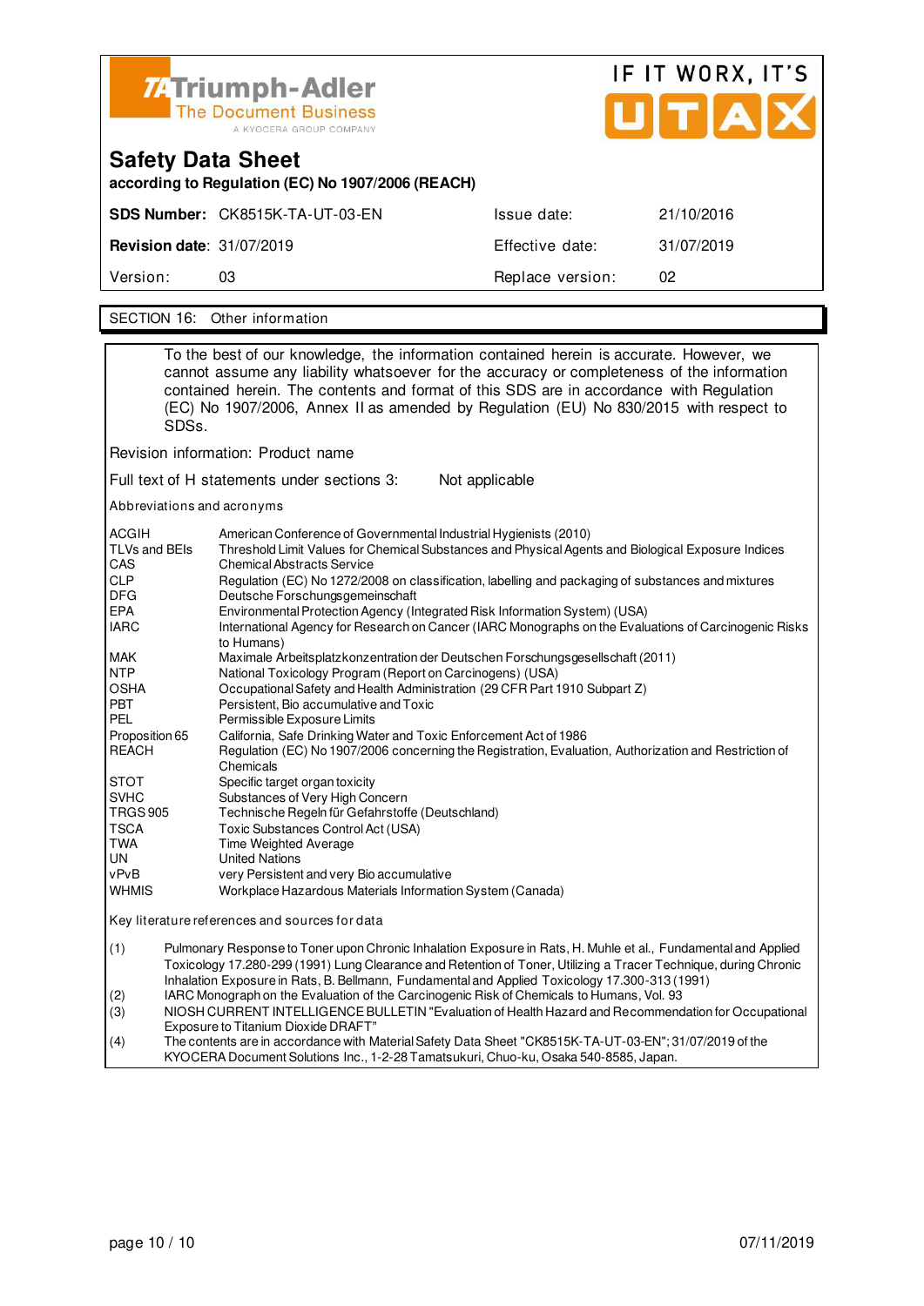Triumph-Adler
The Document Business
A KYOCERA GROUP COMPANY

IF IT WORX, IT'S UTAX

# Safety Data Sheet

**according to Regulation (EC) No 1907/2006 (REACH)**

| | | | |
|---|---|---|---|
| **SDS Number:** | CK8515K-TA-UT-03-EN | Issue date: | 21/10/2016 |
| **Revision date**: | 31/07/2019 | Effective date: | 31/07/2019 |
| Version: | 03 | Replace version: | 02 |

## SECTION 16: Other information

To the best of our knowledge, the information contained herein is accurate. However, we cannot assume any liability whatsoever for the accuracy or completeness of the information contained herein. The contents and format of this SDS are in accordance with Regulation (EC) No 1907/2006, Annex II as amended by Regulation (EU) No 830/2015 with respect to SDSs.

Revision information: Product name

Full text of H statements under sections 3: Not applicable

Abbreviations and acronyms

| | |
|---|---|
| ACGIH | American Conference of Governmental Industrial Hygienists (2010) |
| TLVs and BEIs | Threshold Limit Values for Chemical Substances and Physical Agents and Biological Exposure Indices |
| CAS | Chemical Abstracts Service |
| CLP | Regulation (EC) No 1272/2008 on classification, labelling and packaging of substances and mixtures |
| DFG | Deutsche Forschungsgemeinschaft |
| EPA | Environmental Protection Agency (Integrated Risk Information System) (USA) |
| IARC | International Agency for Research on Cancer (IARC Monographs on the Evaluations of Carcinogenic Risks to Humans) |
| MAK | Maximale Arbeitsplatzkonzentration der Deutschen Forschungsgesellschaft (2011) |
| NTP | National Toxicology Program (Report on Carcinogens) (USA) |
| OSHA | Occupational Safety and Health Administration (29 CFR Part 1910 Subpart Z) |
| PBT | Persistent, Bio accumulative and Toxic |
| PEL | Permissible Exposure Limits |
| Proposition 65 | California, Safe Drinking Water and Toxic Enforcement Act of 1986 |
| REACH | Regulation (EC) No 1907/2006 concerning the Registration, Evaluation, Authorization and Restriction of Chemicals |
| STOT | Specific target organ toxicity |
| SVHC | Substances of Very High Concern |
| TRGS 905 | Technische Regeln für Gefahrstoffe (Deutschland) |
| TSCA | Toxic Substances Control Act (USA) |
| TWA | Time Weighted Average |
| UN | United Nations |
| vPvB | very Persistent and very Bio accumulative |
| WHMIS | Workplace Hazardous Materials Information System (Canada) |

Key literature references and sources for data

(1) Pulmonary Response to Toner upon Chronic Inhalation Exposure in Rats, H. Muhle et al., Fundamental and Applied Toxicology 17.280-299 (1991) Lung Clearance and Retention of Toner, Utilizing a Tracer Technique, during Chronic Inhalation Exposure in Rats, B. Bellmann, Fundamental and Applied Toxicology 17.300-313 (1991)

(2) IARC Monograph on the Evaluation of the Carcinogenic Risk of Chemicals to Humans, Vol. 93

(3) NIOSH CURRENT INTELLIGENCE BULLETIN "Evaluation of Health Hazard and Recommendation for Occupational Exposure to Titanium Dioxide DRAFT"

(4) The contents are in accordance with Material Safety Data Sheet "CK8515K-TA-UT-03-EN"; 31/07/2019 of the KYOCERA Document Solutions Inc., 1-2-28 Tamatsukuri, Chuo-ku, Osaka 540-8585, Japan.

07/11/2019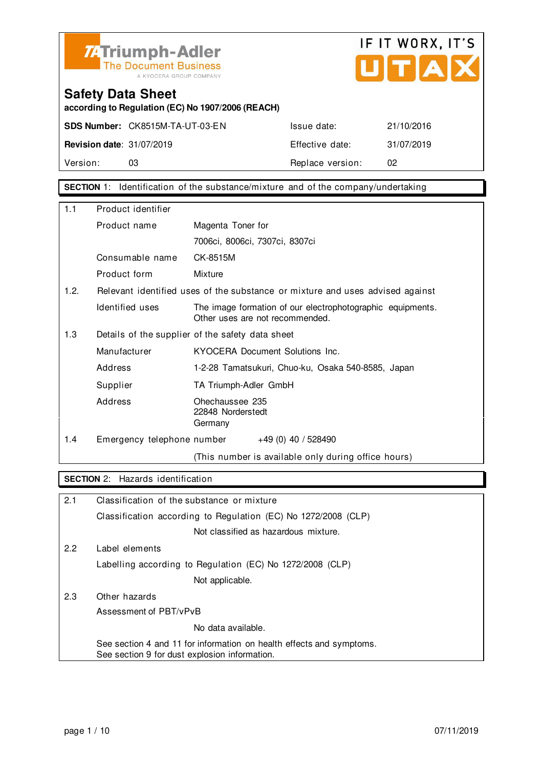Triumph-Adler
The Document Business
A KYOCERA GROUP COMPANY

IF IT WORX, IT'S UTAX

# Safety Data Sheet

**according to Regulation (EC) No 1907/2006 (REACH)**

| | | | |
|---|---|---|---|
| **SDS Number:** | CK8515M-TA-UT-03-EN | Issue date: | 21/10/2016 |
| **Revision date**: | 31/07/2019 | Effective date: | 31/07/2019 |
| Version: | 03 | Replace version: | 02 |

## SECTION 1: Identification of the substance/mixture and of the company/undertaking

| | | |
|---|---|---|
| 1.1 | Product identifier | |
| | Product name | Magenta Toner for<br>7006ci, 8006ci, 7307ci, 8307ci |
| | Consumable name | CK-8515M |
| | Product form | Mixture |
| 1.2. | Relevant identified uses of the substance or mixture and uses advised against | |
| | Identified uses | The image formation of our electrophotographic equipments.<br>Other uses are not recommended. |
| 1.3 | Details of the supplier of the safety data sheet | |
| | Manufacturer | KYOCERA Document Solutions Inc. |
| | Address | 1-2-28 Tamatsukuri, Chuo-ku, Osaka 540-8585, Japan |
| | Supplier | TA Triumph-Adler GmbH |
| | Address | Ohechaussee 235<br>22848 Norderstedt<br>Germany |
| 1.4 | Emergency telephone number | +49 (0) 40 / 528490<br>(This number is available only during office hours) |

## SECTION 2: Hazards identification

| | | |
|---|---|---|
| 2.1 | Classification of the substance or mixture | |
| | Classification according to Regulation (EC) No 1272/2008 (CLP) | |
| | | Not classified as hazardous mixture. |
| 2.2 | Label elements | |
| | Labelling according to Regulation (EC) No 1272/2008 (CLP) | |
| | | Not applicable. |
| 2.3 | Other hazards | |
| | Assessment of PBT/vPvB | |
| | | No data available. |
| | See section 4 and 11 for information on health effects and symptoms.<br>See section 9 for dust explosion information. | |

07/11/2019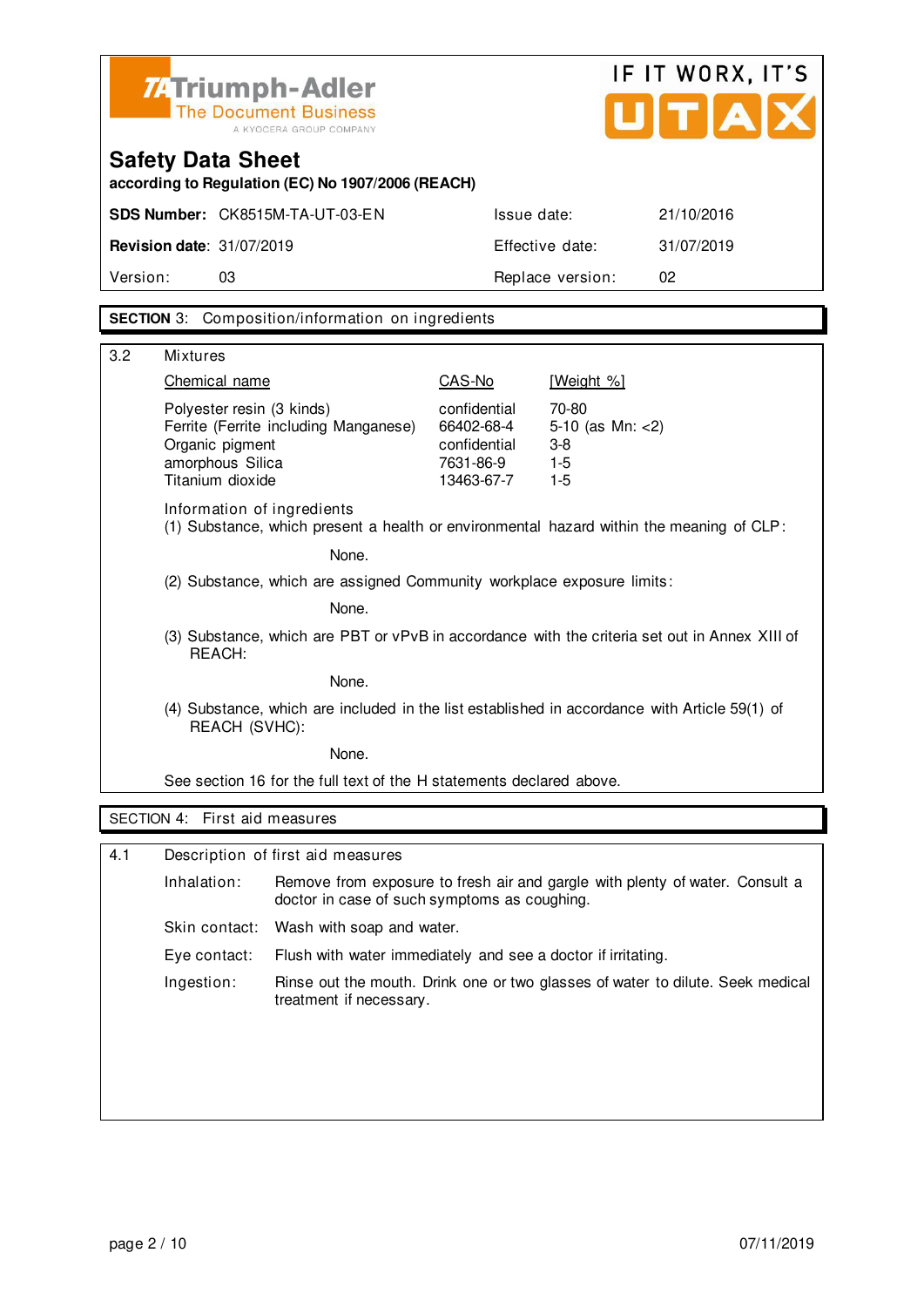Triumph-Adler
The Document Business
A KYOCERA GROUP COMPANY

IF IT WORX, IT'S UTAX

# Safety Data Sheet

**according to Regulation (EC) No 1907/2006 (REACH)**

| | | | |
|---|---|---|---|
| **SDS Number:** | CK8515M-TA-UT-03-EN | Issue date: | 21/10/2016 |
| **Revision date**: | 31/07/2019 | Effective date: | 31/07/2019 |
| Version: | 03 | Replace version: | 02 |

## SECTION 3: Composition/information on ingredients

3.2 Mixtures

| Chemical name | CAS-No | [Weight %] |
|---|---|---|
| Polyester resin (3 kinds) | confidential | 70-80 |
| Ferrite (Ferrite including Manganese) | 66402-68-4 | 5-10 (as Mn: <2) |
| Organic pigment | confidential | 3-8 |
| amorphous Silica | 7631-86-9 | 1-5 |
| Titanium dioxide | 13463-67-7 | 1-5 |

Information of ingredients

(1) Substance, which present a health or environmental hazard within the meaning of CLP:

None.

(2) Substance, which are assigned Community workplace exposure limits:

None.

(3) Substance, which are PBT or vPvB in accordance with the criteria set out in Annex XIII of REACH:

None.

(4) Substance, which are included in the list established in accordance with Article 59(1) of REACH (SVHC):

None.

See section 16 for the full text of the H statements declared above.

## SECTION 4: First aid measures

4.1 Description of first aid measures

Inhalation: Remove from exposure to fresh air and gargle with plenty of water. Consult a doctor in case of such symptoms as coughing.

Skin contact: Wash with soap and water.

Eye contact: Flush with water immediately and see a doctor if irritating.

Ingestion: Rinse out the mouth. Drink one or two glasses of water to dilute. Seek medical treatment if necessary.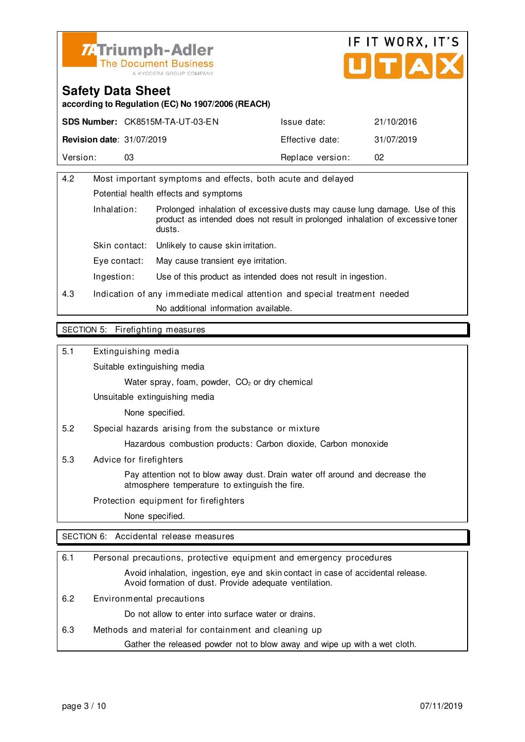Triumph-Adler
The Document Business
A KYOCERA GROUP COMPANY

IF IT WORX, IT'S UTAX

## Safety Data Sheet

**according to Regulation (EC) No 1907/2006 (REACH)**

| **SDS Number:** CK8515M-TA-UT-03-EN | Issue date: | 21/10/2016 |
|---|---|---|
| **Revision date**: 31/07/2019 | Effective date: | 31/07/2019 |
| Version: 03 | Replace version: | 02 |

4.2 Most important symptoms and effects, both acute and delayed

Potential health effects and symptoms

Inhalation: Prolonged inhalation of excessive dusts may cause lung damage. Use of this product as intended does not result in prolonged inhalation of excessive toner dusts.

Skin contact: Unlikely to cause skin irritation.

Eye contact: May cause transient eye irritation.

Ingestion: Use of this product as intended does not result in ingestion.

4.3 Indication of any immediate medical attention and special treatment needed

No additional information available.

## SECTION 5: Firefighting measures

5.1 Extinguishing media

Suitable extinguishing media

Water spray, foam, powder, $CO_2$ or dry chemical

Unsuitable extinguishing media

None specified.

5.2 Special hazards arising from the substance or mixture

Hazardous combustion products: Carbon dioxide, Carbon monoxide

5.3 Advice for firefighters

Pay attention not to blow away dust. Drain water off around and decrease the atmosphere temperature to extinguish the fire.

Protection equipment for firefighters

None specified.

## SECTION 6: Accidental release measures

6.1 Personal precautions, protective equipment and emergency procedures

Avoid inhalation, ingestion, eye and skin contact in case of accidental release. Avoid formation of dust. Provide adequate ventilation.

6.2 Environmental precautions

Do not allow to enter into surface water or drains.

6.3 Methods and material for containment and cleaning up

Gather the released powder not to blow away and wipe up with a wet cloth.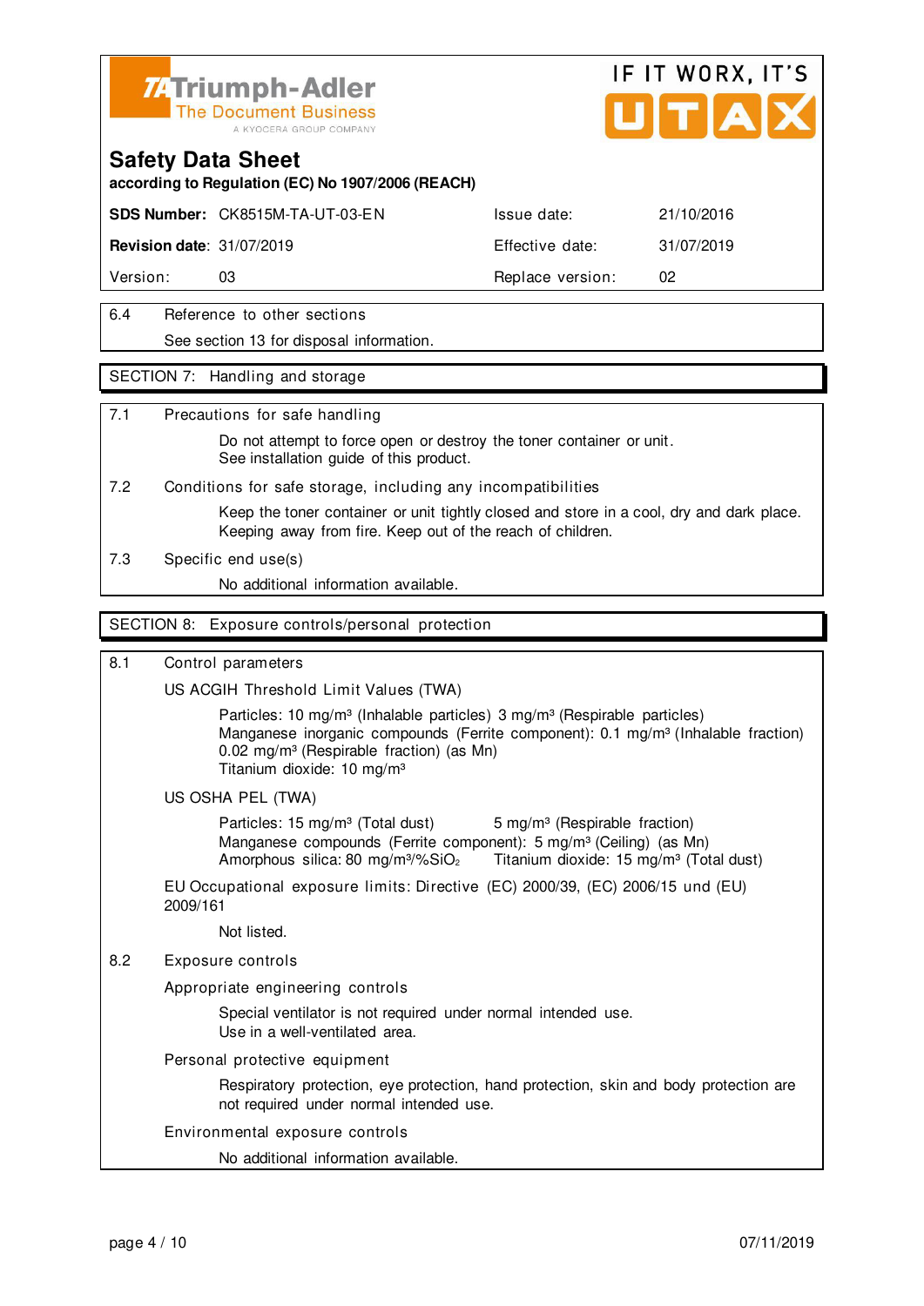Safety Data Sheet

according to Regulation (EC) No 1907/2006 (REACH)

| | | | |
|---|---|---|---|
| **SDS Number:** | CK8515M-TA-UT-03-EN | Issue date: | 21/10/2016 |
| **Revision date**: | 31/07/2019 | Effective date: | 31/07/2019 |
| Version: | 03 | Replace version: | 02 |

6.4 Reference to other sections

See section 13 for disposal information.

## SECTION 7: Handling and storage

7.1 Precautions for safe handling

Do not attempt to force open or destroy the toner container or unit.
See installation guide of this product.

7.2 Conditions for safe storage, including any incompatibilities

Keep the toner container or unit tightly closed and store in a cool, dry and dark place.
Keeping away from fire. Keep out of the reach of children.

7.3 Specific end use(s)

No additional information available.

## SECTION 8: Exposure controls/personal protection

8.1 Control parameters

US ACGIH Threshold Limit Values (TWA)

Particles: 10 mg/m³ (Inhalable particles) 3 mg/m³ (Respirable particles)
Manganese inorganic compounds (Ferrite component): 0.1 mg/m³ (Inhalable fraction) 0.02 mg/m³ (Respirable fraction) (as Mn)
Titanium dioxide: 10 mg/m³

US OSHA PEL (TWA)

Particles: 15 mg/m³ (Total dust) 5 mg/m³ (Respirable fraction)
Manganese compounds (Ferrite component): 5 mg/m³ (Ceiling) (as Mn)
Amorphous silica: 80 mg/m³/%$SiO_2$ Titanium dioxide: 15 mg/m³ (Total dust)

EU Occupational exposure limits: Directive (EC) 2000/39, (EC) 2006/15 und (EU) 2009/161

Not listed.

8.2 Exposure controls

Appropriate engineering controls

Special ventilator is not required under normal intended use.
Use in a well-ventilated area.

Personal protective equipment

Respiratory protection, eye protection, hand protection, skin and body protection are not required under normal intended use.

Environmental exposure controls

No additional information available.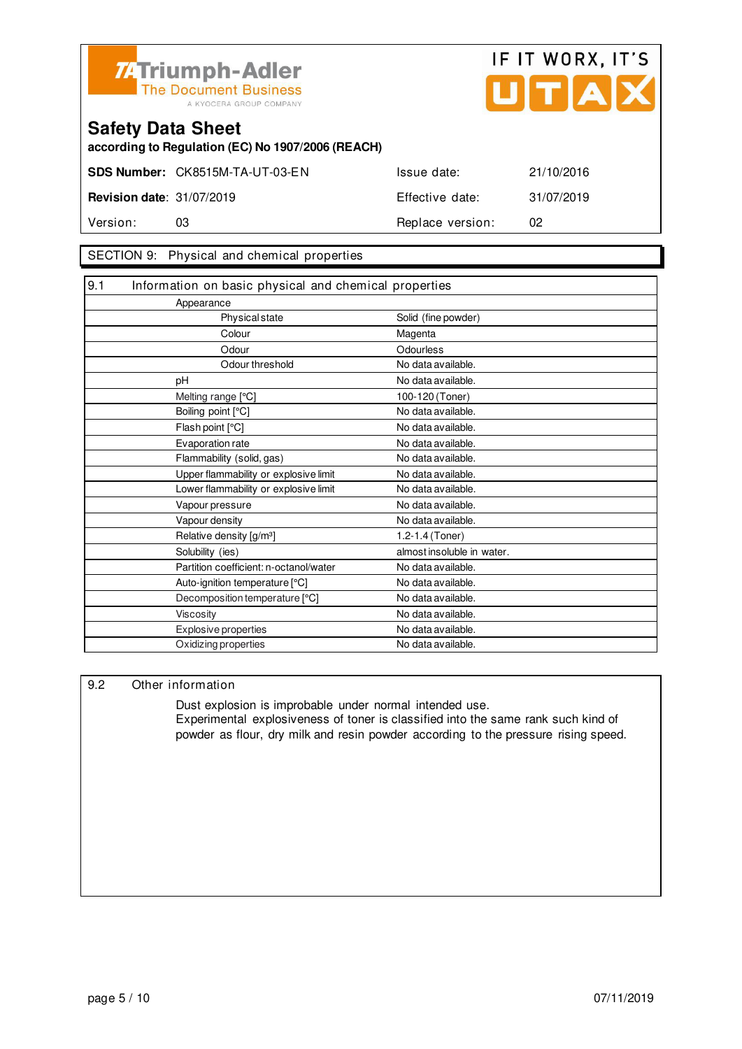Triumph-Adler
The Document Business
A KYOCERA GROUP COMPANY

IF IT WORX, IT'S UTAX

# Safety Data Sheet

**according to Regulation (EC) No 1907/2006 (REACH)**

| **SDS Number:** CK8515M-TA-UT-03-EN | Issue date: | 21/10/2016 |
|---|---|---|
| **Revision date**: 31/07/2019 | Effective date: | 31/07/2019 |
| Version: 03 | Replace version: | 02 |

## SECTION 9: Physical and chemical properties

### 9.1 Information on basic physical and chemical properties

| Property | | Value |
|---|---|---|
| Appearance | | |
| | Physical state | Solid (fine powder) |
| | Colour | Magenta |
| | Odour | Odourless |
| | Odour threshold | No data available. |
| pH | | No data available. |
| Melting range [°C] | | 100-120 (Toner) |
| Boiling point [°C] | | No data available. |
| Flash point [°C] | | No data available. |
| Evaporation rate | | No data available. |
| Flammability (solid, gas) | | No data available. |
| Upper flammability or explosive limit | | No data available. |
| Lower flammability or explosive limit | | No data available. |
| Vapour pressure | | No data available. |
| Vapour density | | No data available. |
| Relative density [g/m³] | | 1.2-1.4 (Toner) |
| Solubility (ies) | | almost insoluble in water. |
| Partition coefficient: n-octanol/water | | No data available. |
| Auto-ignition temperature [°C] | | No data available. |
| Decomposition temperature [°C] | | No data available. |
| Viscosity | | No data available. |
| Explosive properties | | No data available. |
| Oxidizing properties | | No data available. |

### 9.2 Other information

Dust explosion is improbable under normal intended use.
Experimental explosiveness of toner is classified into the same rank such kind of powder as flour, dry milk and resin powder according to the pressure rising speed.

07/11/2019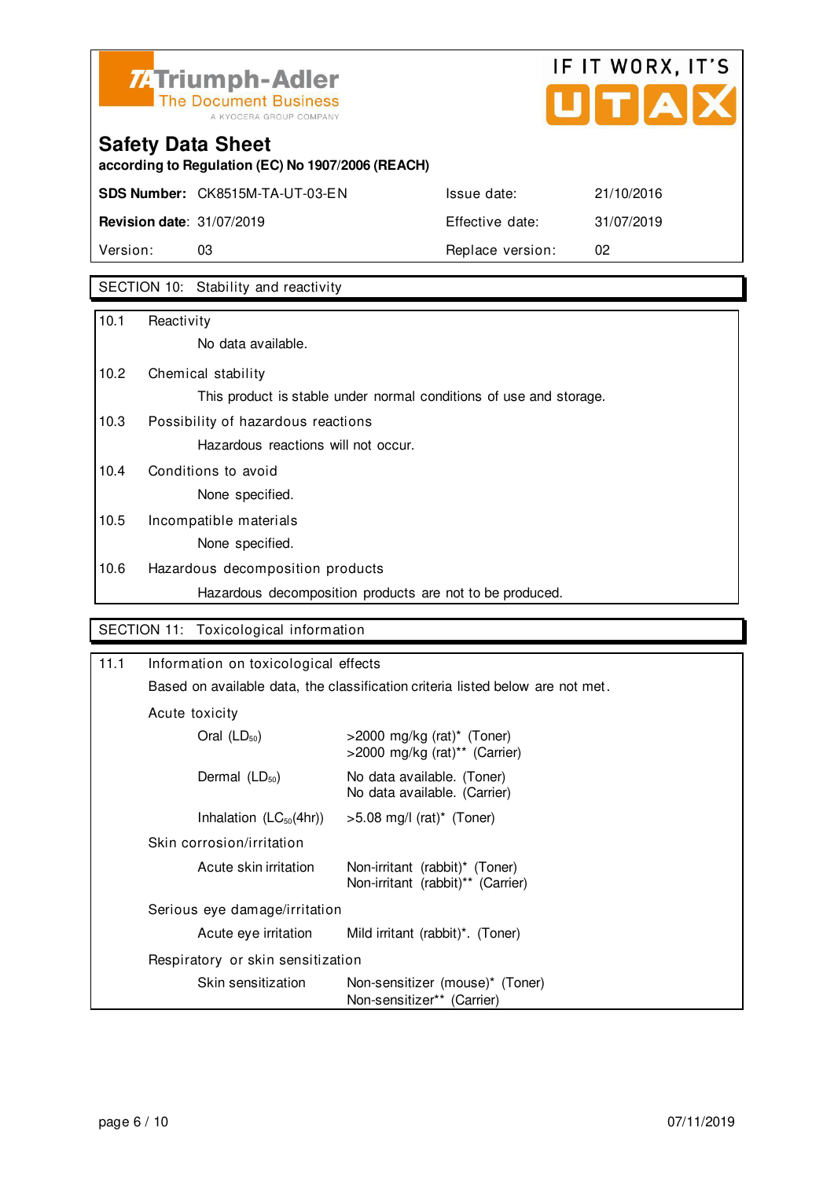Triumph-Adler
The Document Business
A KYOCERA GROUP COMPANY

IF IT WORX, IT'S UTAX

# Safety Data Sheet

**according to Regulation (EC) No 1907/2006 (REACH)**

| | | | |
|---|---|---|---|
| **SDS Number:** | CK8515M-TA-UT-03-EN | Issue date: | 21/10/2016 |
| **Revision date**: | 31/07/2019 | Effective date: | 31/07/2019 |
| Version: | 03 | Replace version: | 02 |

## SECTION 10: Stability and reactivity

10.1 Reactivity

No data available.

10.2 Chemical stability

This product is stable under normal conditions of use and storage.

10.3 Possibility of hazardous reactions

Hazardous reactions will not occur.

10.4 Conditions to avoid

None specified.

10.5 Incompatible materials

None specified.

10.6 Hazardous decomposition products

Hazardous decomposition products are not to be produced.

## SECTION 11: Toxicological information

11.1 Information on toxicological effects

Based on available data, the classification criteria listed below are not met.

Acute toxicity

| | |
|---|---|
| Oral ($LD_{50}$) | >2000 mg/kg (rat)* (Toner)<br>>2000 mg/kg (rat)** (Carrier) |
| Dermal ($LD_{50}$) | No data available. (Toner)<br>No data available. (Carrier) |
| Inhalation ($LC_{50}$(4hr)) | >5.08 mg/l (rat)* (Toner) |

Skin corrosion/irritation

| | |
|---|---|
| Acute skin irritation | Non-irritant (rabbit)* (Toner)<br>Non-irritant (rabbit)** (Carrier) |

Serious eye damage/irritation

| | |
|---|---|
| Acute eye irritation | Mild irritant (rabbit)*. (Toner) |

Respiratory or skin sensitization

| | |
|---|---|
| Skin sensitization | Non-sensitizer (mouse)* (Toner)<br>Non-sensitizer** (Carrier) |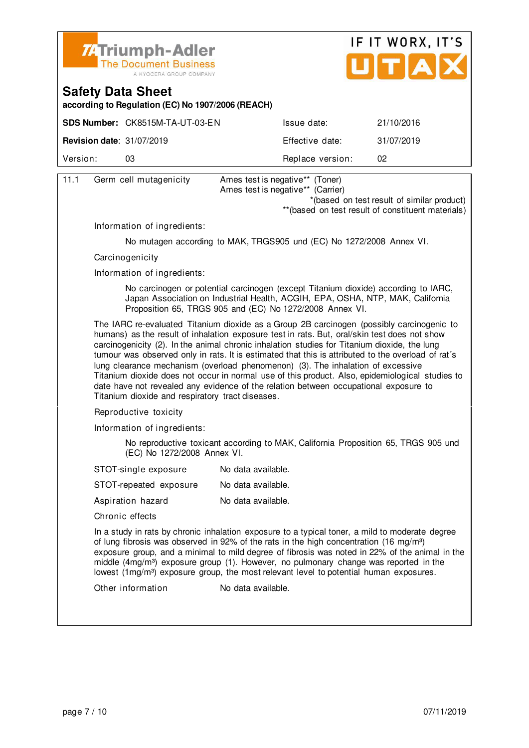11.1 Germ cell mutagenicity — Ames test is negative** (Toner)
Ames test is negative** (Carrier)

*(based on test result of similar product)
**(based on test result of constituent materials)

Information of ingredients:

No mutagen according to MAK, TRGS905 und (EC) No 1272/2008 Annex VI.

Carcinogenicity

Information of ingredients:

No carcinogen or potential carcinogen (except Titanium dioxide) according to IARC, Japan Association on Industrial Health, ACGIH, EPA, OSHA, NTP, MAK, California Proposition 65, TRGS 905 and (EC) No 1272/2008 Annex VI.

The IARC re-evaluated Titanium dioxide as a Group 2B carcinogen (possibly carcinogenic to humans) as the result of inhalation exposure test in rats. But, oral/skin test does not show carcinogenicity (2). In the animal chronic inhalation studies for Titanium dioxide, the lung tumour was observed only in rats. It is estimated that this is attributed to the overload of rat´s lung clearance mechanism (overload phenomenon) (3). The inhalation of excessive Titanium dioxide does not occur in normal use of this product. Also, epidemiological studies to date have not revealed any evidence of the relation between occupational exposure to Titanium dioxide and respiratory tract diseases.

Reproductive toxicity

Information of ingredients:

No reproductive toxicant according to MAK, California Proposition 65, TRGS 905 und (EC) No 1272/2008 Annex VI.

STOT-single exposure — No data available.

STOT-repeated exposure — No data available.

Aspiration hazard — No data available.

Chronic effects

In a study in rats by chronic inhalation exposure to a typical toner, a mild to moderate degree of lung fibrosis was observed in 92% of the rats in the high concentration (16 mg/m³) exposure group, and a minimal to mild degree of fibrosis was noted in 22% of the animal in the middle (4mg/m³) exposure group (1). However, no pulmonary change was reported in the lowest (1mg/m³) exposure group, the most relevant level to potential human exposures.

Other information — No data available.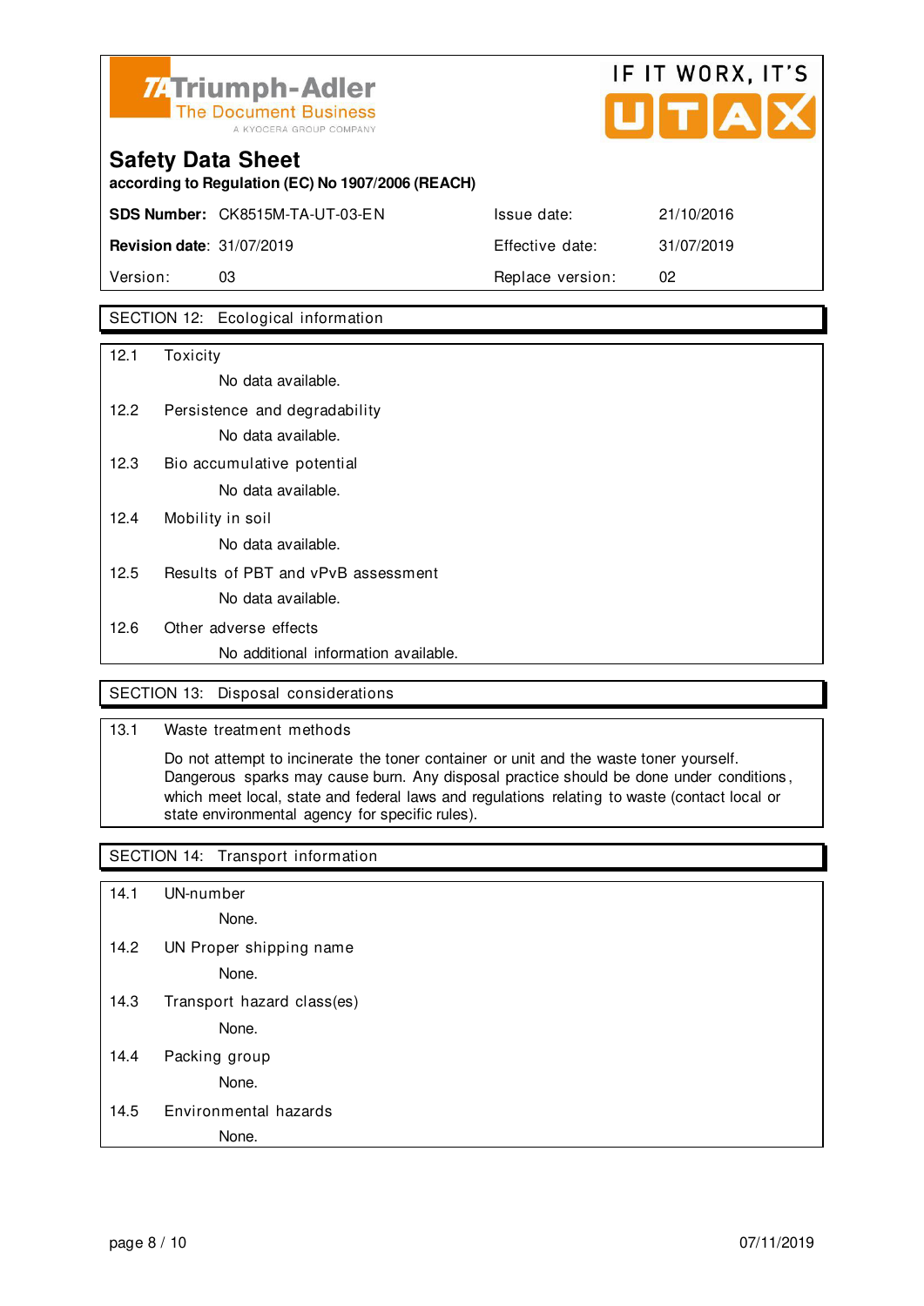Triumph-Adler
The Document Business
A KYOCERA GROUP COMPANY

IF IT WORX, IT'S UTAX

# Safety Data Sheet

**according to Regulation (EC) No 1907/2006 (REACH)**

| **SDS Number:** CK8515M-TA-UT-03-EN | Issue date: | 21/10/2016 |
|---|---|---|
| **Revision date**: 31/07/2019 | Effective date: | 31/07/2019 |
| Version: 03 | Replace version: | 02 |

## SECTION 12: Ecological information

12.1 Toxicity

No data available.

12.2 Persistence and degradability

No data available.

12.3 Bio accumulative potential

No data available.

12.4 Mobility in soil

No data available.

12.5 Results of PBT and vPvB assessment

No data available.

12.6 Other adverse effects

No additional information available.

## SECTION 13: Disposal considerations

13.1 Waste treatment methods

Do not attempt to incinerate the toner container or unit and the waste toner yourself. Dangerous sparks may cause burn. Any disposal practice should be done under conditions, which meet local, state and federal laws and regulations relating to waste (contact local or state environmental agency for specific rules).

## SECTION 14: Transport information

14.1 UN-number

None.

14.2 UN Proper shipping name

None.

14.3 Transport hazard class(es)

None.

14.4 Packing group

None.

14.5 Environmental hazards

None.

07/11/2019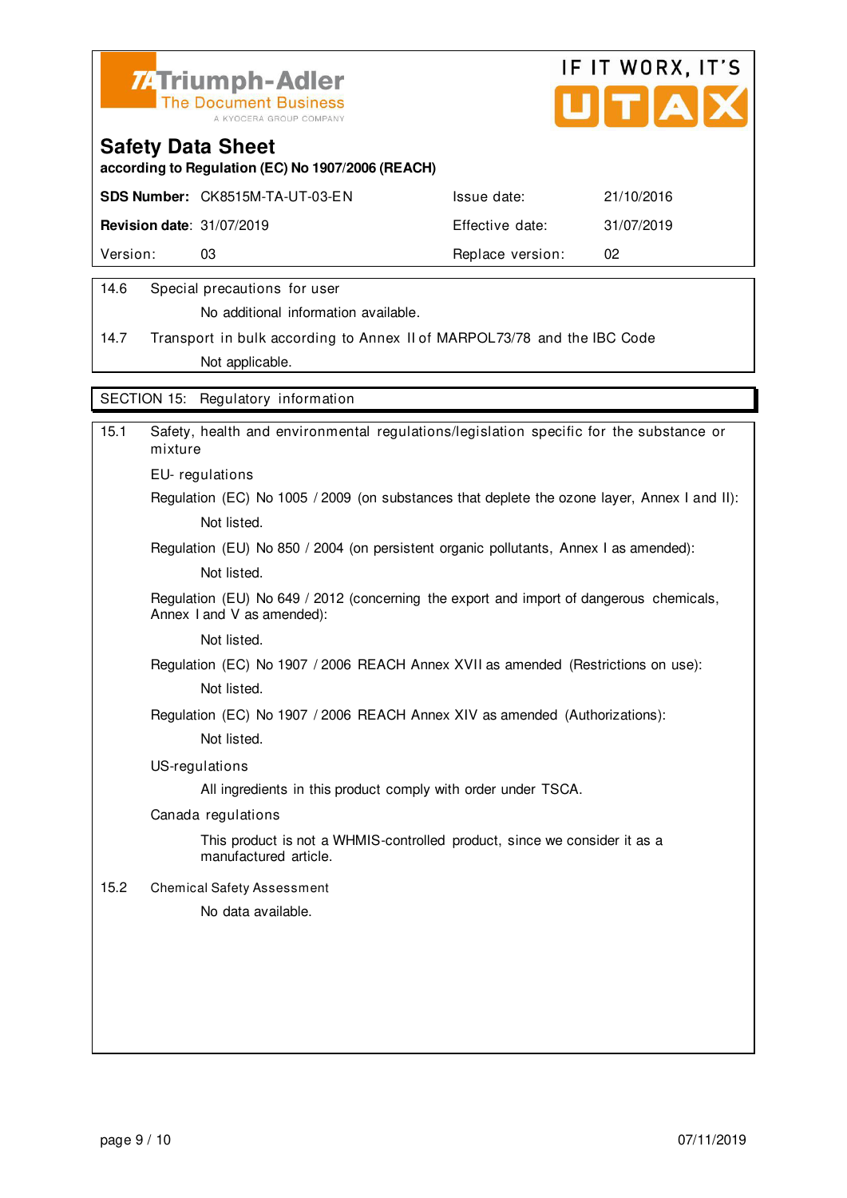Triumph-Adler
The Document Business
A KYOCERA GROUP COMPANY

IF IT WORX, IT'S UTAX

# Safety Data Sheet

**according to Regulation (EC) No 1907/2006 (REACH)**

| **SDS Number:** CK8515M-TA-UT-03-EN | Issue date: | 21/10/2016 |
|---|---|---|
| **Revision date**: 31/07/2019 | Effective date: | 31/07/2019 |
| Version: 03 | Replace version: | 02 |

14.6 Special precautions for user

No additional information available.

14.7 Transport in bulk according to Annex II of MARPOL73/78 and the IBC Code

Not applicable.

## SECTION 15: Regulatory information

15.1 Safety, health and environmental regulations/legislation specific for the substance or mixture

EU- regulations

Regulation (EC) No 1005 / 2009 (on substances that deplete the ozone layer, Annex I and II):

Not listed.

Regulation (EU) No 850 / 2004 (on persistent organic pollutants, Annex I as amended):

Not listed.

Regulation (EU) No 649 / 2012 (concerning the export and import of dangerous chemicals, Annex I and V as amended):

Not listed.

Regulation (EC) No 1907 / 2006 REACH Annex XVII as amended (Restrictions on use):

Not listed.

Regulation (EC) No 1907 / 2006 REACH Annex XIV as amended (Authorizations):

Not listed.

US-regulations

All ingredients in this product comply with order under TSCA.

Canada regulations

This product is not a WHMIS-controlled product, since we consider it as a manufactured article.

15.2 Chemical Safety Assessment

No data available.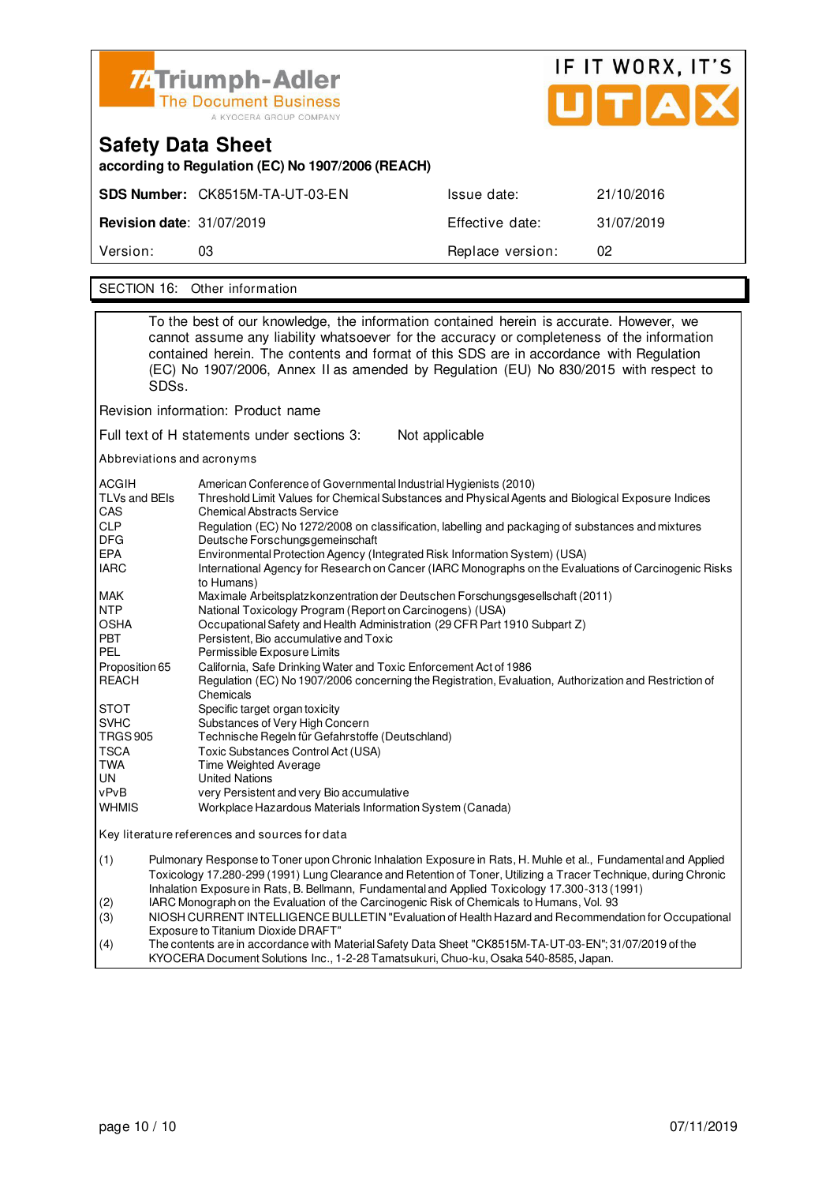# Safety Data Sheet

**according to Regulation (EC) No 1907/2006 (REACH)**

| **SDS Number:** CK8515M-TA-UT-03-EN | | Issue date: | 21/10/2016 |
|---|---|---|---|
| **Revision date**: 31/07/2019 | | Effective date: | 31/07/2019 |
| Version: | 03 | Replace version: | 02 |

## SECTION 16: Other information

To the best of our knowledge, the information contained herein is accurate. However, we cannot assume any liability whatsoever for the accuracy or completeness of the information contained herein. The contents and format of this SDS are in accordance with Regulation (EC) No 1907/2006, Annex II as amended by Regulation (EU) No 830/2015 with respect to SDSs.

Revision information: Product name

Full text of H statements under sections 3: Not applicable

Abbreviations and acronyms

| | |
|---|---|
| ACGIH | American Conference of Governmental Industrial Hygienists (2010) |
| TLVs and BEIs | Threshold Limit Values for Chemical Substances and Physical Agents and Biological Exposure Indices |
| CAS | Chemical Abstracts Service |
| CLP | Regulation (EC) No 1272/2008 on classification, labelling and packaging of substances and mixtures |
| DFG | Deutsche Forschungsgemeinschaft |
| EPA | Environmental Protection Agency (Integrated Risk Information System) (USA) |
| IARC | International Agency for Research on Cancer (IARC Monographs on the Evaluations of Carcinogenic Risks to Humans) |
| MAK | Maximale Arbeitsplatzkonzentration der Deutschen Forschungsgesellschaft (2011) |
| NTP | National Toxicology Program (Report on Carcinogens) (USA) |
| OSHA | Occupational Safety and Health Administration (29 CFR Part 1910 Subpart Z) |
| PBT | Persistent, Bio accumulative and Toxic |
| PEL | Permissible Exposure Limits |
| Proposition 65 | California, Safe Drinking Water and Toxic Enforcement Act of 1986 |
| REACH | Regulation (EC) No 1907/2006 concerning the Registration, Evaluation, Authorization and Restriction of Chemicals |
| STOT | Specific target organ toxicity |
| SVHC | Substances of Very High Concern |
| TRGS 905 | Technische Regeln für Gefahrstoffe (Deutschland) |
| TSCA | Toxic Substances Control Act (USA) |
| TWA | Time Weighted Average |
| UN | United Nations |
| vPvB | very Persistent and very Bio accumulative |
| WHMIS | Workplace Hazardous Materials Information System (Canada) |

Key literature references and sources for data

(1) Pulmonary Response to Toner upon Chronic Inhalation Exposure in Rats, H. Muhle et al., Fundamental and Applied Toxicology 17.280-299 (1991) Lung Clearance and Retention of Toner, Utilizing a Tracer Technique, during Chronic Inhalation Exposure in Rats, B. Bellmann, Fundamental and Applied Toxicology 17.300-313 (1991)

(2) IARC Monograph on the Evaluation of the Carcinogenic Risk of Chemicals to Humans, Vol. 93

(3) NIOSH CURRENT INTELLIGENCE BULLETIN "Evaluation of Health Hazard and Recommendation for Occupational Exposure to Titanium Dioxide DRAFT"

(4) The contents are in accordance with Material Safety Data Sheet "CK8515M-TA-UT-03-EN"; 31/07/2019 of the KYOCERA Document Solutions Inc., 1-2-28 Tamatsukuri, Chuo-ku, Osaka 540-8585, Japan.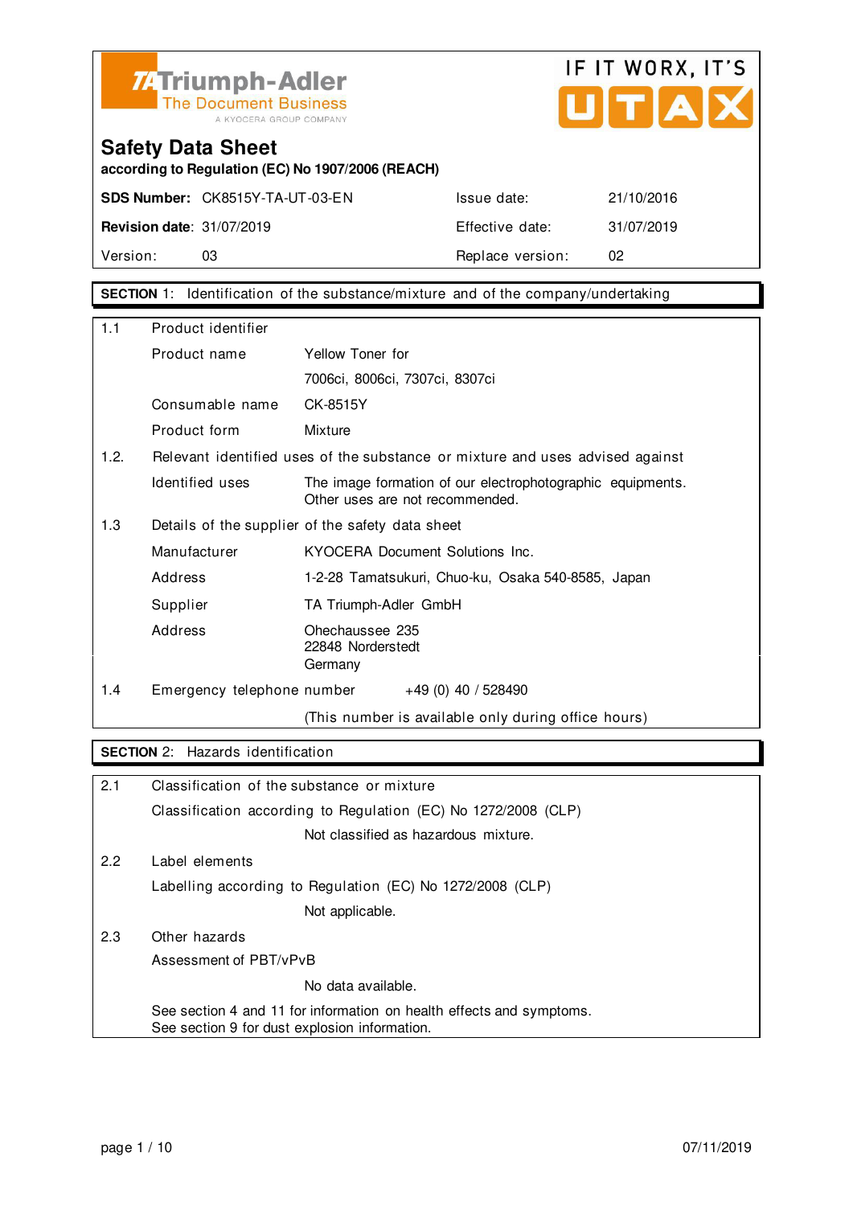Triumph-Adler
The Document Business
A KYOCERA GROUP COMPANY

IF IT WORX, IT'S UTAX

# Safety Data Sheet

**according to Regulation (EC) No 1907/2006 (REACH)**

| | | | |
|---|---|---|---|
| **SDS Number:** | CK8515Y-TA-UT-03-EN | Issue date: | 21/10/2016 |
| **Revision date:** | 31/07/2019 | Effective date: | 31/07/2019 |
| Version: | 03 | Replace version: | 02 |

## SECTION 1: Identification of the substance/mixture and of the company/undertaking

| | | |
|---|---|---|
| 1.1 | Product identifier | |
| | Product name | Yellow Toner for<br>7006ci, 8006ci, 7307ci, 8307ci |
| | Consumable name | CK-8515Y |
| | Product form | Mixture |
| 1.2. | Relevant identified uses of the substance or mixture and uses advised against | |
| | Identified uses | The image formation of our electrophotographic equipments. Other uses are not recommended. |
| 1.3 | Details of the supplier of the safety data sheet | |
| | Manufacturer | KYOCERA Document Solutions Inc. |
| | Address | 1-2-28 Tamatsukuri, Chuo-ku, Osaka 540-8585, Japan |
| | Supplier | TA Triumph-Adler GmbH |
| | Address | Ohechaussee 235<br>22848 Norderstedt<br>Germany |
| 1.4 | Emergency telephone number | +49 (0) 40 / 528490 |
| | | (This number is available only during office hours) |

## SECTION 2: Hazards identification

2.1 Classification of the substance or mixture

Classification according to Regulation (EC) No 1272/2008 (CLP)

Not classified as hazardous mixture.

2.2 Label elements

Labelling according to Regulation (EC) No 1272/2008 (CLP)

Not applicable.

2.3 Other hazards

Assessment of PBT/vPvB

No data available.

See section 4 and 11 for information on health effects and symptoms.
See section 9 for dust explosion information.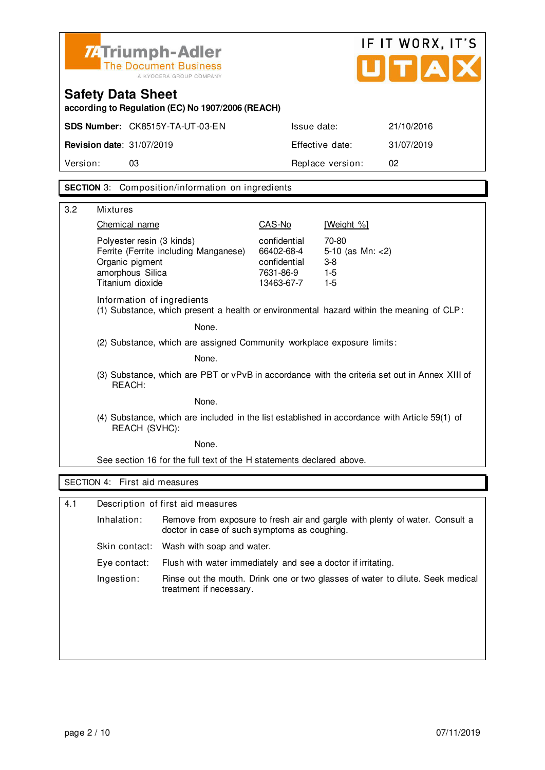Triumph-Adler
The Document Business
A KYOCERA GROUP COMPANY

IF IT WORX, IT'S UTAX

# Safety Data Sheet

**according to Regulation (EC) No 1907/2006 (REACH)**

| | | | |
|---|---|---|---|
| **SDS Number:** | CK8515Y-TA-UT-03-EN | Issue date: | 21/10/2016 |
| **Revision date:** | 31/07/2019 | Effective date: | 31/07/2019 |
| Version: | 03 | Replace version: | 02 |

## SECTION 3: Composition/information on ingredients

### 3.2 Mixtures

| Chemical name | CAS-No | [Weight %] |
|---|---|---|
| Polyester resin (3 kinds) | confidential | 70-80 |
| Ferrite (Ferrite including Manganese) | 66402-68-4 | 5-10 (as Mn: <2) |
| Organic pigment | confidential | 3-8 |
| amorphous Silica | 7631-86-9 | 1-5 |
| Titanium dioxide | 13463-67-7 | 1-5 |

Information of ingredients

(1) Substance, which present a health or environmental hazard within the meaning of CLP:

None.

(2) Substance, which are assigned Community workplace exposure limits:

None.

(3) Substance, which are PBT or vPvB in accordance with the criteria set out in Annex XIII of REACH:

None.

(4) Substance, which are included in the list established in accordance with Article 59(1) of REACH (SVHC):

None.

See section 16 for the full text of the H statements declared above.

## SECTION 4: First aid measures

### 4.1 Description of first aid measures

**Inhalation:** Remove from exposure to fresh air and gargle with plenty of water. Consult a doctor in case of such symptoms as coughing.

**Skin contact:** Wash with soap and water.

**Eye contact:** Flush with water immediately and see a doctor if irritating.

**Ingestion:** Rinse out the mouth. Drink one or two glasses of water to dilute. Seek medical treatment if necessary.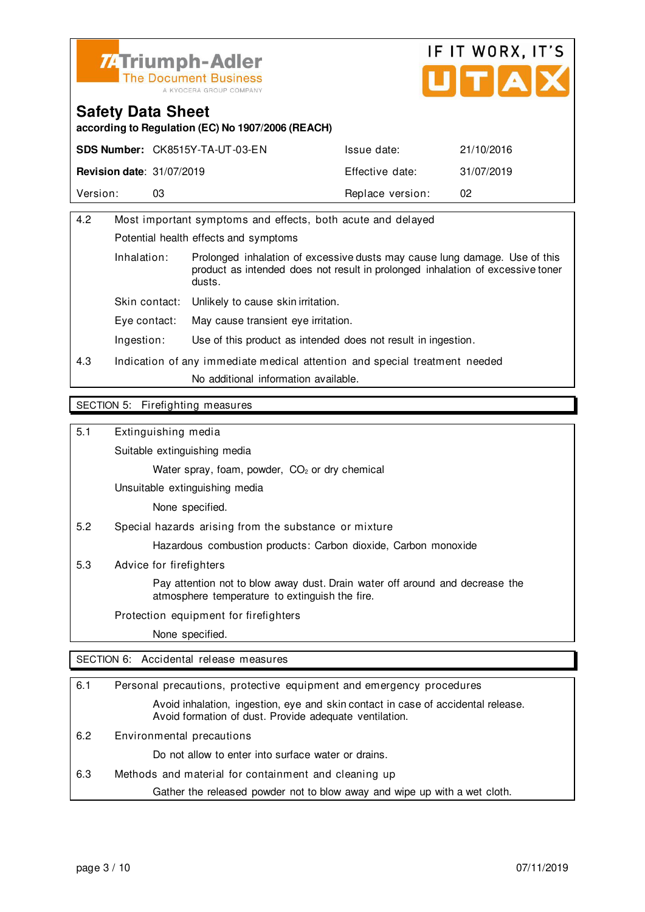**Safety Data Sheet**

**according to Regulation (EC) No 1907/2006 (REACH)**

| **SDS Number:** CK8515Y-TA-UT-03-EN | | Issue date: | 21/10/2016 |
|---|---|---|---|
| **Revision date**: 31/07/2019 | | Effective date: | 31/07/2019 |
| Version: | 03 | Replace version: | 02 |

4.2 Most important symptoms and effects, both acute and delayed

Potential health effects and symptoms

- Inhalation: Prolonged inhalation of excessive dusts may cause lung damage. Use of this product as intended does not result in prolonged inhalation of excessive toner dusts.
- Skin contact: Unlikely to cause skin irritation.
- Eye contact: May cause transient eye irritation.
- Ingestion: Use of this product as intended does not result in ingestion.

4.3 Indication of any immediate medical attention and special treatment needed

No additional information available.

## SECTION 5: Firefighting measures

5.1 Extinguishing media

Suitable extinguishing media

Water spray, foam, powder, $CO_2$ or dry chemical

Unsuitable extinguishing media

None specified.

5.2 Special hazards arising from the substance or mixture

Hazardous combustion products: Carbon dioxide, Carbon monoxide

5.3 Advice for firefighters

Pay attention not to blow away dust. Drain water off around and decrease the atmosphere temperature to extinguish the fire.

Protection equipment for firefighters

None specified.

## SECTION 6: Accidental release measures

6.1 Personal precautions, protective equipment and emergency procedures

Avoid inhalation, ingestion, eye and skin contact in case of accidental release. Avoid formation of dust. Provide adequate ventilation.

6.2 Environmental precautions

Do not allow to enter into surface water or drains.

6.3 Methods and material for containment and cleaning up

Gather the released powder not to blow away and wipe up with a wet cloth.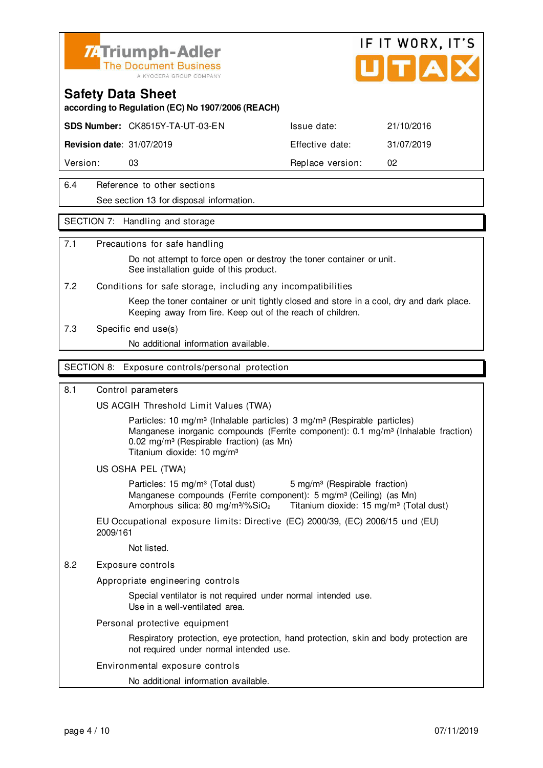Triumph-Adler
The Document Business
A KYOCERA GROUP COMPANY

IF IT WORX, IT'S UTAX

# Safety Data Sheet

**according to Regulation (EC) No 1907/2006 (REACH)**

| **SDS Number:** CK8515Y-TA-UT-03-EN | Issue date: | 21/10/2016 |
|---|---|---|
| **Revision date**: 31/07/2019 | Effective date: | 31/07/2019 |
| Version: 03 | Replace version: | 02 |

### 6.4 Reference to other sections

See section 13 for disposal information.

## SECTION 7: Handling and storage

### 7.1 Precautions for safe handling

Do not attempt to force open or destroy the toner container or unit.
See installation guide of this product.

### 7.2 Conditions for safe storage, including any incompatibilities

Keep the toner container or unit tightly closed and store in a cool, dry and dark place.
Keeping away from fire. Keep out of the reach of children.

### 7.3 Specific end use(s)

No additional information available.

## SECTION 8: Exposure controls/personal protection

### 8.1 Control parameters

US ACGIH Threshold Limit Values (TWA)

Particles: 10 mg/m³ (Inhalable particles) 3 mg/m³ (Respirable particles)
Manganese inorganic compounds (Ferrite component): 0.1 mg/m³ (Inhalable fraction) 0.02 mg/m³ (Respirable fraction) (as Mn)
Titanium dioxide: 10 mg/m³

US OSHA PEL (TWA)

Particles: 15 mg/m³ (Total dust) 5 mg/m³ (Respirable fraction)
Manganese compounds (Ferrite component): 5 mg/m³ (Ceiling) (as Mn)
Amorphous silica: 80 mg/m³/%$SiO_2$ Titanium dioxide: 15 mg/m³ (Total dust)

EU Occupational exposure limits: Directive (EC) 2000/39, (EC) 2006/15 und (EU) 2009/161

Not listed.

### 8.2 Exposure controls

Appropriate engineering controls

Special ventilator is not required under normal intended use.
Use in a well-ventilated area.

Personal protective equipment

Respiratory protection, eye protection, hand protection, skin and body protection are not required under normal intended use.

Environmental exposure controls

No additional information available.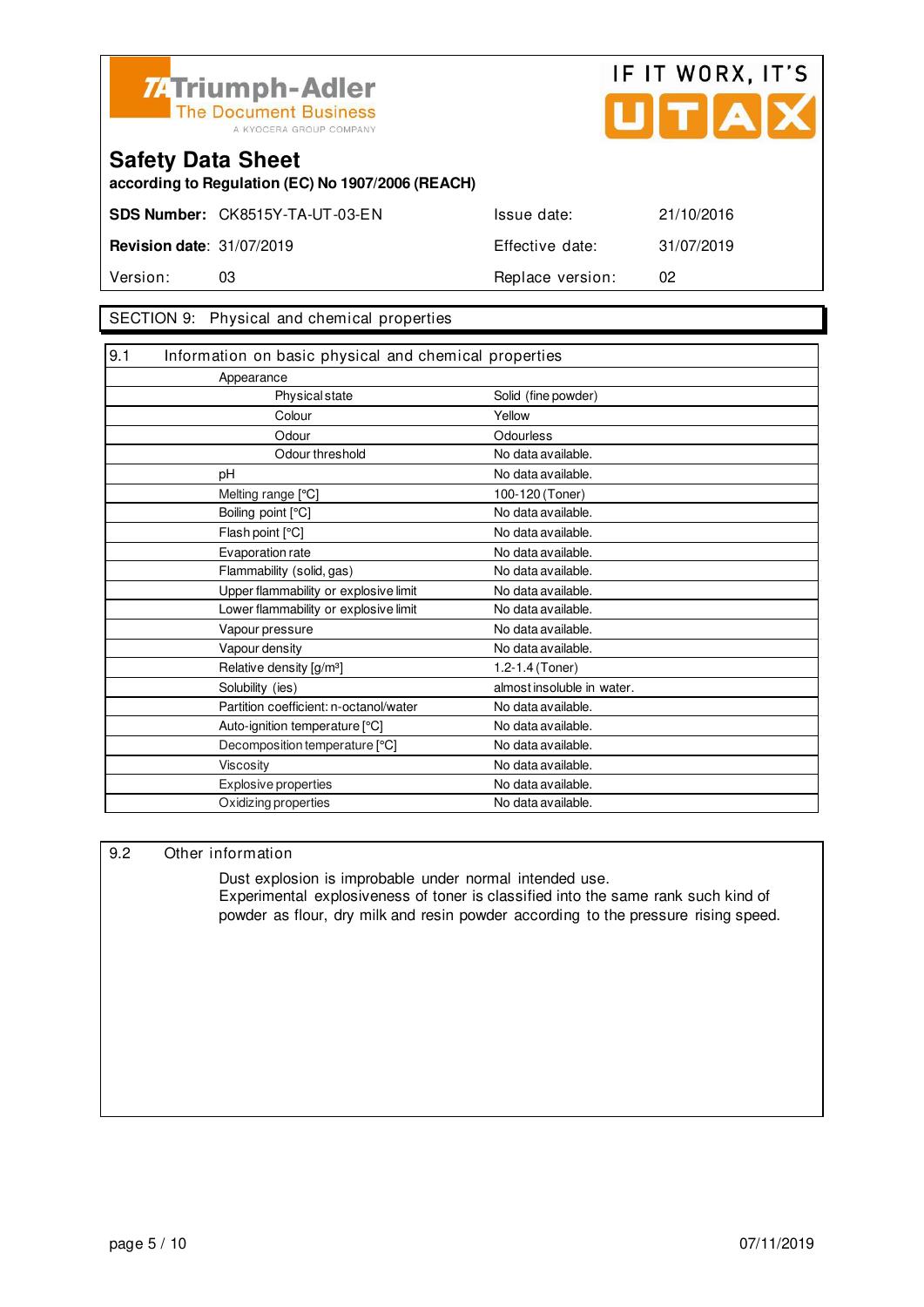Triumph-Adler
The Document Business
A KYOCERA GROUP COMPANY

IF IT WORX, IT'S UTAX

# Safety Data Sheet

**according to Regulation (EC) No 1907/2006 (REACH)**

| **SDS Number:** | CK8515Y-TA-UT-03-EN | Issue date: | 21/10/2016 |
|---|---|---|---|
| **Revision date:** | 31/07/2019 | Effective date: | 31/07/2019 |
| Version: | 03 | Replace version: | 02 |

## SECTION 9: Physical and chemical properties

### 9.1 Information on basic physical and chemical properties

| Property | Value |
|---|---|
| Appearance | |
| Physical state | Solid (fine powder) |
| Colour | Yellow |
| Odour | Odourless |
| Odour threshold | No data available. |
| pH | No data available. |
| Melting range [°C] | 100-120 (Toner) |
| Boiling point [°C] | No data available. |
| Flash point [°C] | No data available. |
| Evaporation rate | No data available. |
| Flammability (solid, gas) | No data available. |
| Upper flammability or explosive limit | No data available. |
| Lower flammability or explosive limit | No data available. |
| Vapour pressure | No data available. |
| Vapour density | No data available. |
| Relative density [g/m³] | 1.2-1.4 (Toner) |
| Solubility (ies) | almost insoluble in water. |
| Partition coefficient: n-octanol/water | No data available. |
| Auto-ignition temperature [°C] | No data available. |
| Decomposition temperature [°C] | No data available. |
| Viscosity | No data available. |
| Explosive properties | No data available. |
| Oxidizing properties | No data available. |

### 9.2 Other information

Dust explosion is improbable under normal intended use.
Experimental explosiveness of toner is classified into the same rank such kind of powder as flour, dry milk and resin powder according to the pressure rising speed.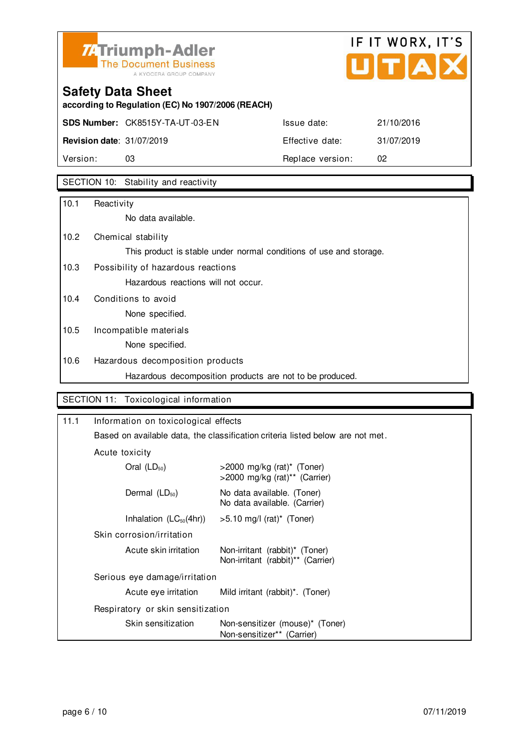Triumph-Adler
The Document Business
A KYOCERA GROUP COMPANY

IF IT WORX, IT'S UTAX

# Safety Data Sheet

**according to Regulation (EC) No 1907/2006 (REACH)**

| | | | |
|---|---|---|---|
| **SDS Number:** | CK8515Y-TA-UT-03-EN | Issue date: | 21/10/2016 |
| **Revision date**: | 31/07/2019 | Effective date: | 31/07/2019 |
| Version: | 03 | Replace version: | 02 |

## SECTION 10: Stability and reactivity

10.1 Reactivity

No data available.

10.2 Chemical stability

This product is stable under normal conditions of use and storage.

10.3 Possibility of hazardous reactions

Hazardous reactions will not occur.

10.4 Conditions to avoid

None specified.

10.5 Incompatible materials

None specified.

10.6 Hazardous decomposition products

Hazardous decomposition products are not to be produced.

## SECTION 11: Toxicological information

11.1 Information on toxicological effects

Based on available data, the classification criteria listed below are not met.

Acute toxicity

| | |
|---|---|
| Oral ($LD_{50}$) | >2000 mg/kg (rat)* (Toner)<br>>2000 mg/kg (rat)** (Carrier) |
| Dermal ($LD_{50}$) | No data available. (Toner)<br>No data available. (Carrier) |
| Inhalation ($LC_{50}$(4hr)) | >5.10 mg/l (rat)* (Toner) |

Skin corrosion/irritation

| | |
|---|---|
| Acute skin irritation | Non-irritant (rabbit)* (Toner)<br>Non-irritant (rabbit)** (Carrier) |

Serious eye damage/irritation

| | |
|---|---|
| Acute eye irritation | Mild irritant (rabbit)*. (Toner) |

Respiratory or skin sensitization

| | |
|---|---|
| Skin sensitization | Non-sensitizer (mouse)* (Toner)<br>Non-sensitizer** (Carrier) |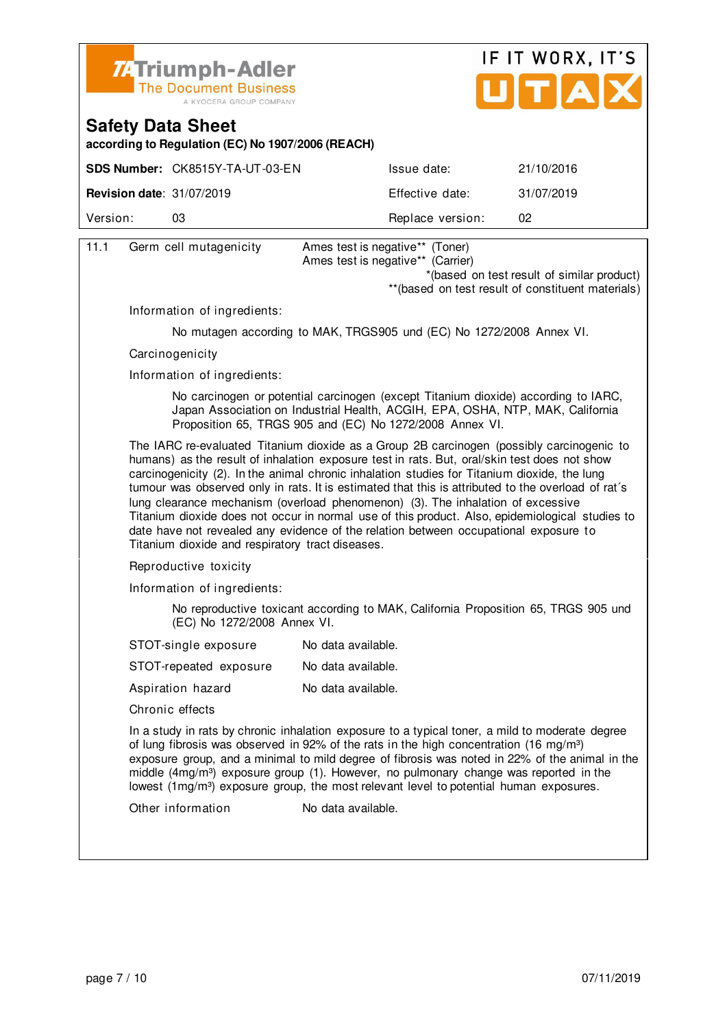11.1 Germ cell mutagenicity — Ames test is negative** (Toner)
Ames test is negative** (Carrier)

*(based on test result of similar product)
**(based on test result of constituent materials)

Information of ingredients:

No mutagen according to MAK, TRGS905 und (EC) No 1272/2008 Annex VI.

Carcinogenicity

Information of ingredients:

No carcinogen or potential carcinogen (except Titanium dioxide) according to IARC, Japan Association on Industrial Health, ACGIH, EPA, OSHA, NTP, MAK, California Proposition 65, TRGS 905 and (EC) No 1272/2008 Annex VI.

The IARC re-evaluated Titanium dioxide as a Group 2B carcinogen (possibly carcinogenic to humans) as the result of inhalation exposure test in rats. But, oral/skin test does not show carcinogenicity (2). In the animal chronic inhalation studies for Titanium dioxide, the lung tumour was observed only in rats. It is estimated that this is attributed to the overload of rat´s lung clearance mechanism (overload phenomenon) (3). The inhalation of excessive Titanium dioxide does not occur in normal use of this product. Also, epidemiological studies to date have not revealed any evidence of the relation between occupational exposure to Titanium dioxide and respiratory tract diseases.

Reproductive toxicity

Information of ingredients:

No reproductive toxicant according to MAK, California Proposition 65, TRGS 905 und (EC) No 1272/2008 Annex VI.

STOT-single exposure — No data available.

STOT-repeated exposure — No data available.

Aspiration hazard — No data available.

Chronic effects

In a study in rats by chronic inhalation exposure to a typical toner, a mild to moderate degree of lung fibrosis was observed in 92% of the rats in the high concentration (16 $mg/m^3$) exposure group, and a minimal to mild degree of fibrosis was noted in 22% of the animal in the middle (4$mg/m^3$) exposure group (1). However, no pulmonary change was reported in the lowest (1$mg/m^3$) exposure group, the most relevant level to potential human exposures.

Other information — No data available.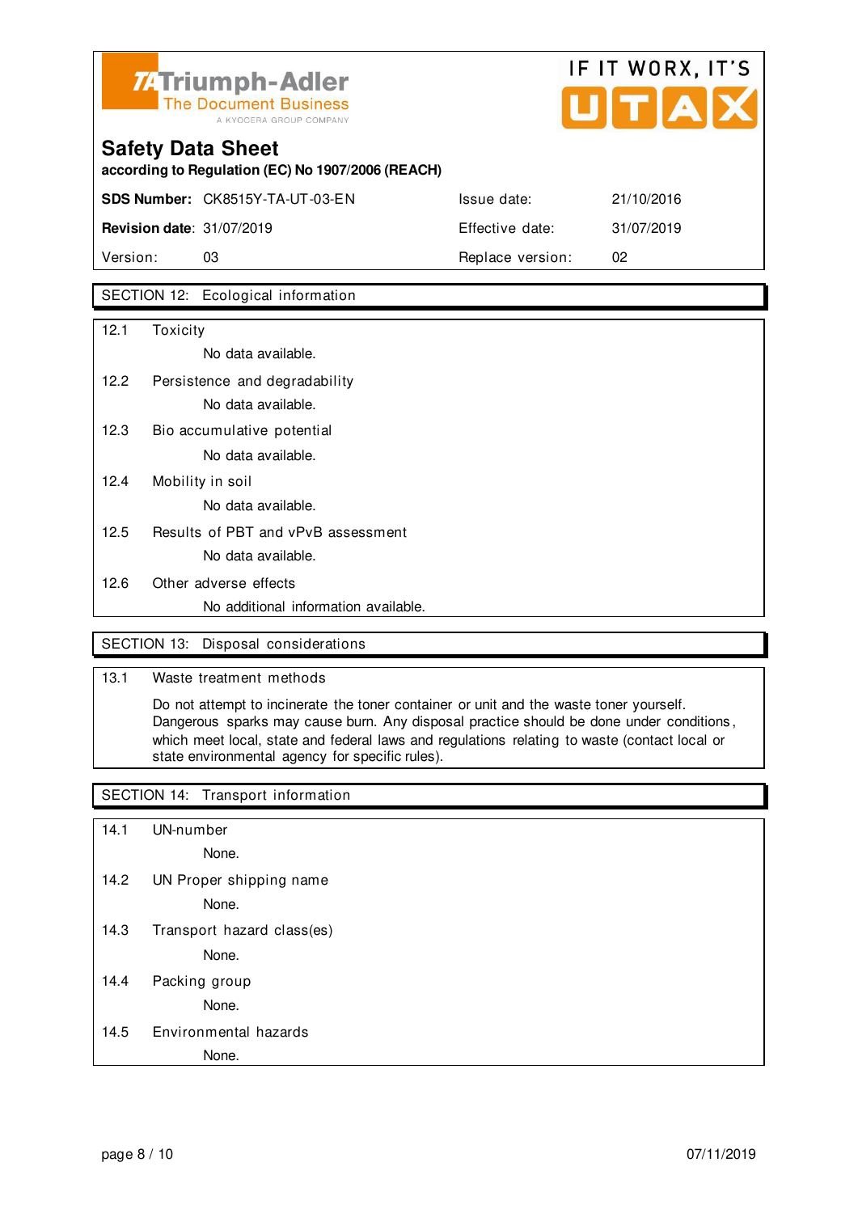## SECTION 12: Ecological information

**12.1 Toxicity**

No data available.

**12.2 Persistence and degradability**

No data available.

**12.3 Bio accumulative potential**

No data available.

**12.4 Mobility in soil**

No data available.

**12.5 Results of PBT and vPvB assessment**

No data available.

**12.6 Other adverse effects**

No additional information available.

## SECTION 13: Disposal considerations

**13.1 Waste treatment methods**

Do not attempt to incinerate the toner container or unit and the waste toner yourself. Dangerous sparks may cause burn. Any disposal practice should be done under conditions, which meet local, state and federal laws and regulations relating to waste (contact local or state environmental agency for specific rules).

## SECTION 14: Transport information

**14.1 UN-number**

None.

**14.2 UN Proper shipping name**

None.

**14.3 Transport hazard class(es)**

None.

**14.4 Packing group**

None.

**14.5 Environmental hazards**

None.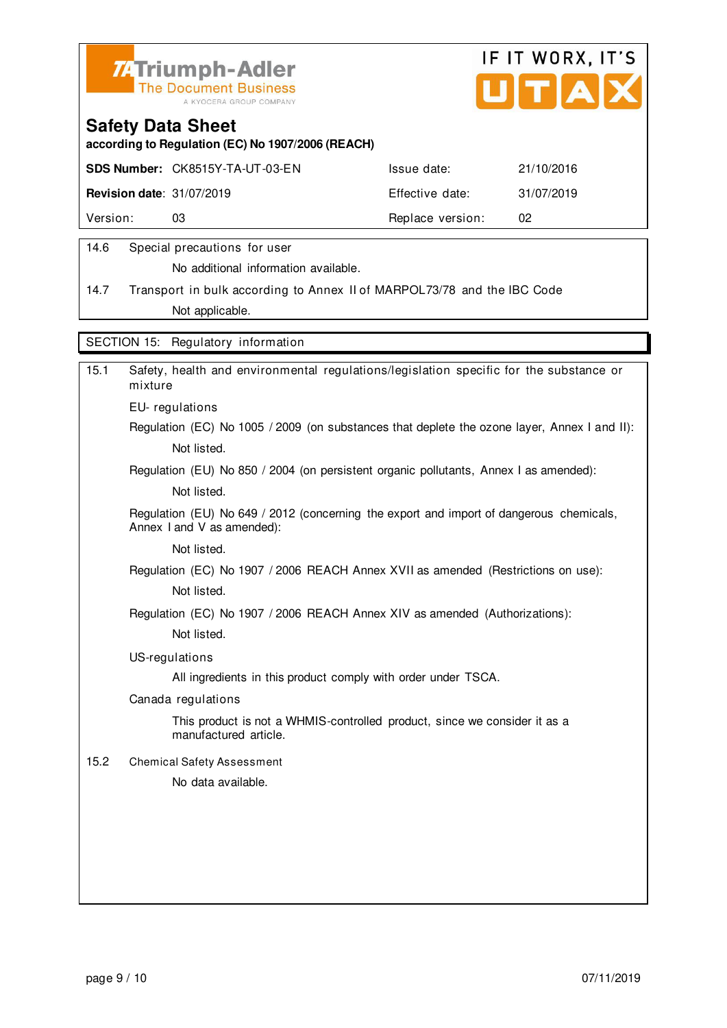Triumph-Adler
The Document Business
A KYOCERA GROUP COMPANY

IF IT WORX, IT'S UTAX

# Safety Data Sheet

**according to Regulation (EC) No 1907/2006 (REACH)**

| | | | |
|---|---|---|---|
| **SDS Number:** | CK8515Y-TA-UT-03-EN | Issue date: | 21/10/2016 |
| **Revision date**: | 31/07/2019 | Effective date: | 31/07/2019 |
| Version: | 03 | Replace version: | 02 |

14.6 Special precautions for user

No additional information available.

14.7 Transport in bulk according to Annex II of MARPOL73/78 and the IBC Code

Not applicable.

## SECTION 15: Regulatory information

15.1 Safety, health and environmental regulations/legislation specific for the substance or mixture

EU- regulations

Regulation (EC) No 1005 / 2009 (on substances that deplete the ozone layer, Annex I and II):

Not listed.

Regulation (EU) No 850 / 2004 (on persistent organic pollutants, Annex I as amended):

Not listed.

Regulation (EU) No 649 / 2012 (concerning the export and import of dangerous chemicals, Annex I and V as amended):

Not listed.

Regulation (EC) No 1907 / 2006 REACH Annex XVII as amended (Restrictions on use):

Not listed.

Regulation (EC) No 1907 / 2006 REACH Annex XIV as amended (Authorizations):

Not listed.

US-regulations

All ingredients in this product comply with order under TSCA.

Canada regulations

This product is not a WHMIS-controlled product, since we consider it as a manufactured article.

15.2 Chemical Safety Assessment

No data available.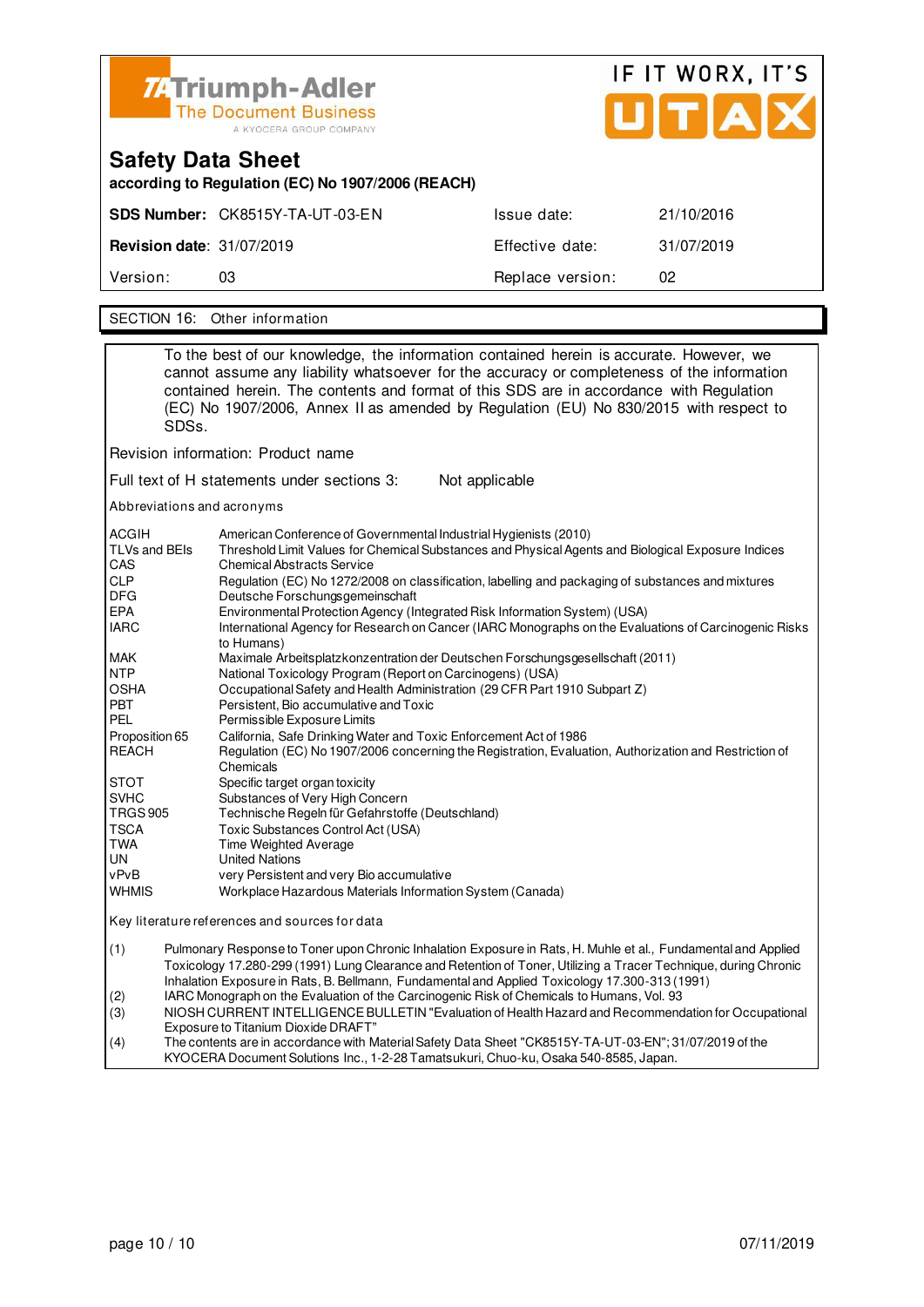**Triumph-Adler** The Document Business A KYOCERA GROUP COMPANY

IF IT WORX, IT'S UTAX

# Safety Data Sheet

**according to Regulation (EC) No 1907/2006 (REACH)**

| | | | |
|---|---|---|---|
| **SDS Number:** | CK8515Y-TA-UT-03-EN | Issue date: | 21/10/2016 |
| **Revision date**: | 31/07/2019 | Effective date: | 31/07/2019 |
| Version: | 03 | Replace version: | 02 |

## SECTION 16: Other information

To the best of our knowledge, the information contained herein is accurate. However, we cannot assume any liability whatsoever for the accuracy or completeness of the information contained herein. The contents and format of this SDS are in accordance with Regulation (EC) No 1907/2006, Annex II as amended by Regulation (EU) No 830/2015 with respect to SDSs.

Revision information: Product name

Full text of H statements under sections 3: Not applicable

Abbreviations and acronyms

| | |
|---|---|
| ACGIH | American Conference of Governmental Industrial Hygienists (2010) |
| TLVs and BEIs | Threshold Limit Values for Chemical Substances and Physical Agents and Biological Exposure Indices |
| CAS | Chemical Abstracts Service |
| CLP | Regulation (EC) No 1272/2008 on classification, labelling and packaging of substances and mixtures |
| DFG | Deutsche Forschungsgemeinschaft |
| EPA | Environmental Protection Agency (Integrated Risk Information System) (USA) |
| IARC | International Agency for Research on Cancer (IARC Monographs on the Evaluations of Carcinogenic Risks to Humans) |
| MAK | Maximale Arbeitsplatzkonzentration der Deutschen Forschungsgesellschaft (2011) |
| NTP | National Toxicology Program (Report on Carcinogens) (USA) |
| OSHA | Occupational Safety and Health Administration (29 CFR Part 1910 Subpart Z) |
| PBT | Persistent, Bio accumulative and Toxic |
| PEL | Permissible Exposure Limits |
| Proposition 65 | California, Safe Drinking Water and Toxic Enforcement Act of 1986 |
| REACH | Regulation (EC) No 1907/2006 concerning the Registration, Evaluation, Authorization and Restriction of Chemicals |
| STOT | Specific target organ toxicity |
| SVHC | Substances of Very High Concern |
| TRGS 905 | Technische Regeln für Gefahrstoffe (Deutschland) |
| TSCA | Toxic Substances Control Act (USA) |
| TWA | Time Weighted Average |
| UN | United Nations |
| vPvB | very Persistent and very Bio accumulative |
| WHMIS | Workplace Hazardous Materials Information System (Canada) |

Key literature references and sources for data

(1) Pulmonary Response to Toner upon Chronic Inhalation Exposure in Rats, H. Muhle et al., Fundamental and Applied Toxicology 17.280-299 (1991) Lung Clearance and Retention of Toner, Utilizing a Tracer Technique, during Chronic Inhalation Exposure in Rats, B. Bellmann, Fundamental and Applied Toxicology 17.300-313 (1991)

(2) IARC Monograph on the Evaluation of the Carcinogenic Risk of Chemicals to Humans, Vol. 93

(3) NIOSH CURRENT INTELLIGENCE BULLETIN "Evaluation of Health Hazard and Recommendation for Occupational Exposure to Titanium Dioxide DRAFT"

(4) The contents are in accordance with Material Safety Data Sheet "CK8515Y-TA-UT-03-EN"; 31/07/2019 of the KYOCERA Document Solutions Inc., 1-2-28 Tamatsukuri, Chuo-ku, Osaka 540-8585, Japan.

07/11/2019